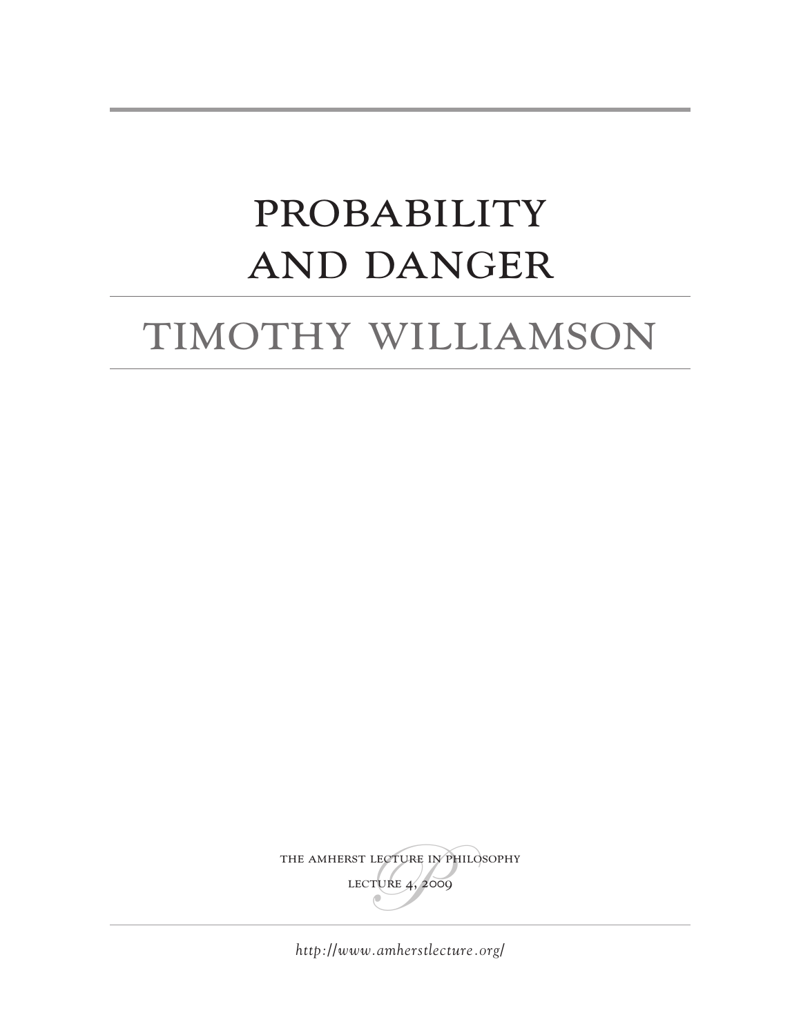# PROBABILITY AND DANGER

## TIMOTHY WILLIAMSON

THE AMHERST LECTURE IN PHILOSOPHY

LECTURE 4, 2009

*http://www.amherstlecture.org/*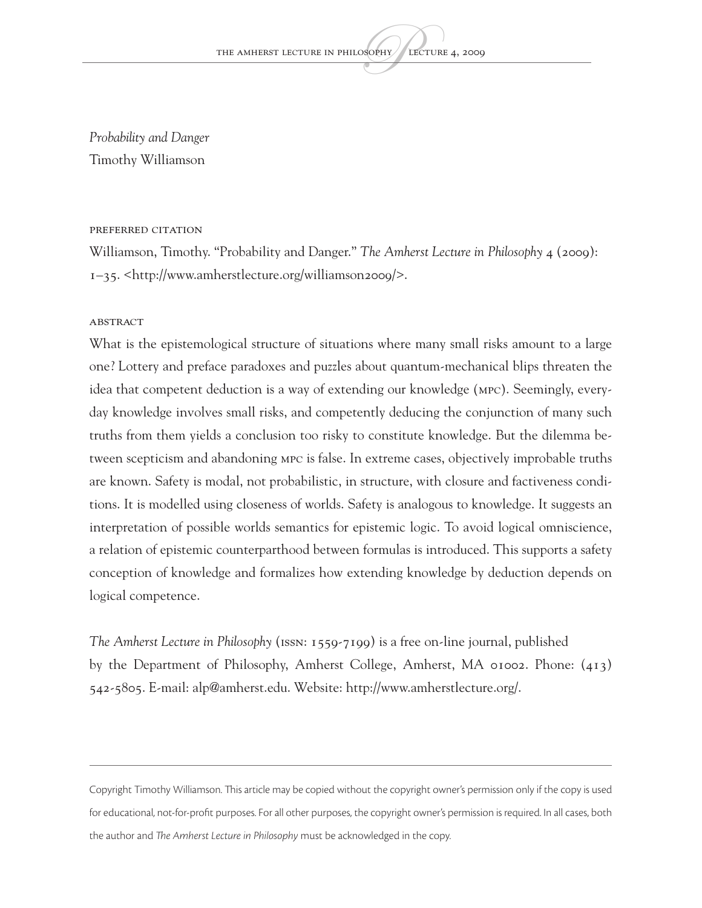*Probability and Danger*
Timothy Williamson

PREFERRED CITATION

Williamson, Timothy. "Probability and Danger." *The Amherst Lecture in Philosophy* 4 (2009): 1–35. <http://www.amherstlecture.org/williamson2009/>.

ABSTRACT

What is the epistemological structure of situations where many small risks amount to a large one? Lottery and preface paradoxes and puzzles about quantum-mechanical blips threaten the idea that competent deduction is a way of extending our knowledge (MPC). Seemingly, everyday knowledge involves small risks, and competently deducing the conjunction of many such truths from them yields a conclusion too risky to constitute knowledge. But the dilemma between scepticism and abandoning MPC is false. In extreme cases, objectively improbable truths are known. Safety is modal, not probabilistic, in structure, with closure and factiveness conditions. It is modelled using closeness of worlds. Safety is analogous to knowledge. It suggests an interpretation of possible worlds semantics for epistemic logic. To avoid logical omniscience, a relation of epistemic counterparthood between formulas is introduced. This supports a safety conception of knowledge and formalizes how extending knowledge by deduction depends on logical competence.

*The Amherst Lecture in Philosophy* (ISSN: 1559-7199) is a free on-line journal, published by the Department of Philosophy, Amherst College, Amherst, MA 01002. Phone: (413) 542-5805. E-mail: alp@amherst.edu. Website: http://www.amherstlecture.org/.

---

Copyright Timothy Williamson. This article may be copied without the copyright owner's permission only if the copy is used for educational, not-for-profit purposes. For all other purposes, the copyright owner's permission is required. In all cases, both the author and *The Amherst Lecture in Philosophy* must be acknowledged in the copy.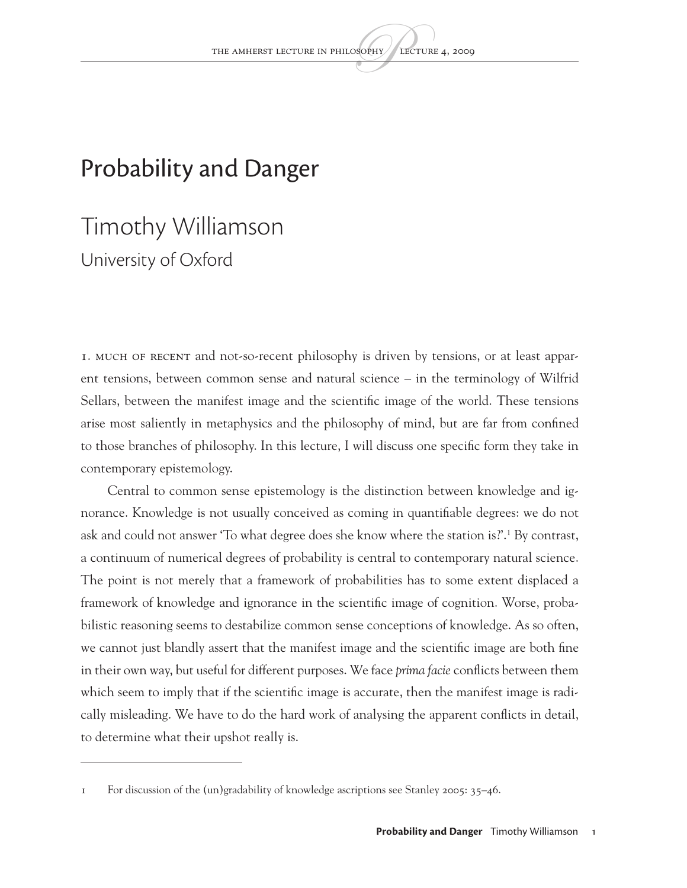# Probability and Danger

## Timothy Williamson

University of Oxford

1. MUCH OF RECENT and not-so-recent philosophy is driven by tensions, or at least apparent tensions, between common sense and natural science – in the terminology of Wilfrid Sellars, between the manifest image and the scientific image of the world. These tensions arise most saliently in metaphysics and the philosophy of mind, but are far from confined to those branches of philosophy. In this lecture, I will discuss one specific form they take in contemporary epistemology.

Central to common sense epistemology is the distinction between knowledge and ignorance. Knowledge is not usually conceived as coming in quantifiable degrees: we do not ask and could not answer 'To what degree does she know where the station is?'.[1] By contrast, a continuum of numerical degrees of probability is central to contemporary natural science. The point is not merely that a framework of probabilities has to some extent displaced a framework of knowledge and ignorance in the scientific image of cognition. Worse, probabilistic reasoning seems to destabilize common sense conceptions of knowledge. As so often, we cannot just blandly assert that the manifest image and the scientific image are both fine in their own way, but useful for different purposes. We face *prima facie* conflicts between them which seem to imply that if the scientific image is accurate, then the manifest image is radically misleading. We have to do the hard work of analysing the apparent conflicts in detail, to determine what their upshot really is.

---

1 For discussion of the (un)gradability of knowledge ascriptions see Stanley 2005: 35–46.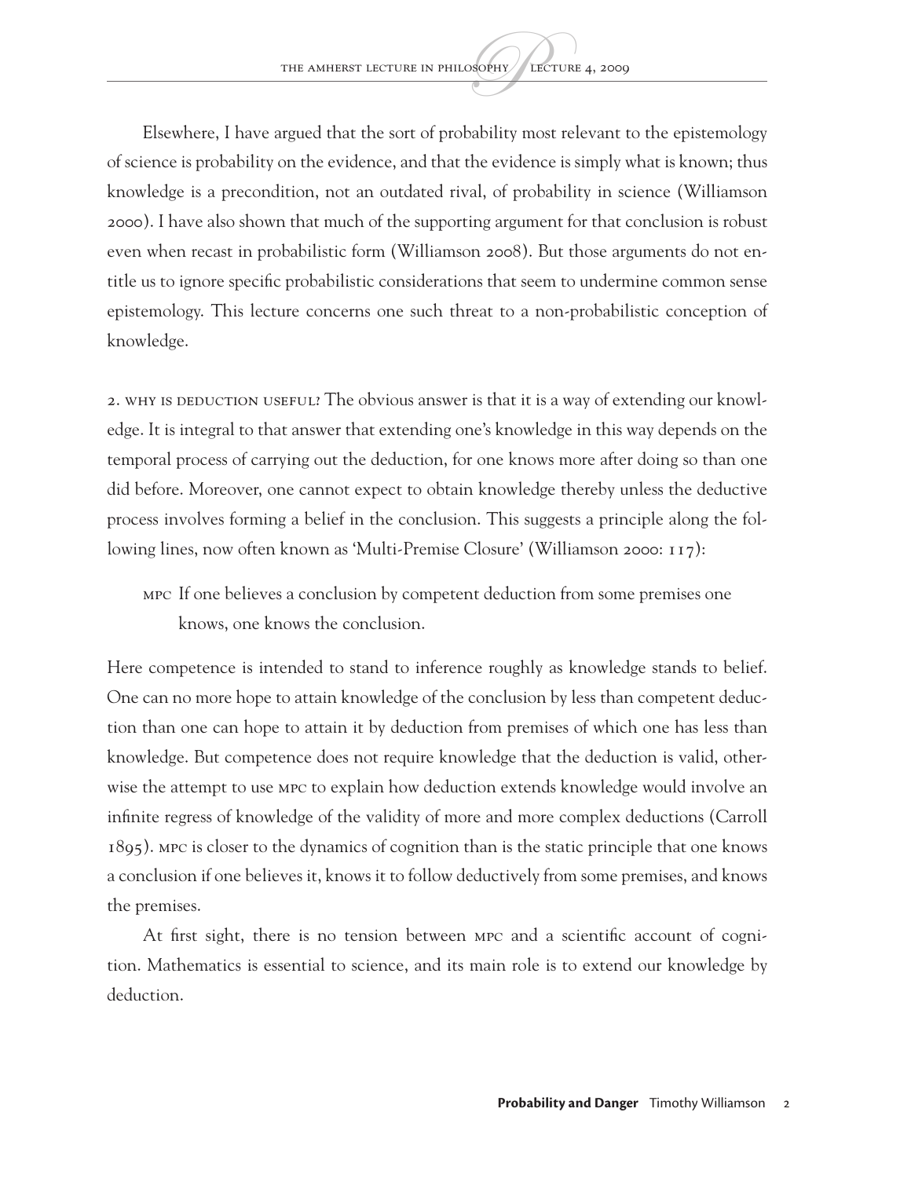Elsewhere, I have argued that the sort of probability most relevant to the epistemology of science is probability on the evidence, and that the evidence is simply what is known; thus knowledge is a precondition, not an outdated rival, of probability in science (Williamson 2000). I have also shown that much of the supporting argument for that conclusion is robust even when recast in probabilistic form (Williamson 2008). But those arguments do not entitle us to ignore specific probabilistic considerations that seem to undermine common sense epistemology. This lecture concerns one such threat to a non-probabilistic conception of knowledge.

2. WHY IS DEDUCTION USEFUL? The obvious answer is that it is a way of extending our knowledge. It is integral to that answer that extending one's knowledge in this way depends on the temporal process of carrying out the deduction, for one knows more after doing so than one did before. Moreover, one cannot expect to obtain knowledge thereby unless the deductive process involves forming a belief in the conclusion. This suggests a principle along the following lines, now often known as 'Multi-Premise Closure' (Williamson 2000: 117):

> MPC If one believes a conclusion by competent deduction from some premises one knows, one knows the conclusion.

Here competence is intended to stand to inference roughly as knowledge stands to belief. One can no more hope to attain knowledge of the conclusion by less than competent deduction than one can hope to attain it by deduction from premises of which one has less than knowledge. But competence does not require knowledge that the deduction is valid, otherwise the attempt to use MPC to explain how deduction extends knowledge would involve an infinite regress of knowledge of the validity of more and more complex deductions (Carroll 1895). MPC is closer to the dynamics of cognition than is the static principle that one knows a conclusion if one believes it, knows it to follow deductively from some premises, and knows the premises.

At first sight, there is no tension between MPC and a scientific account of cognition. Mathematics is essential to science, and its main role is to extend our knowledge by deduction.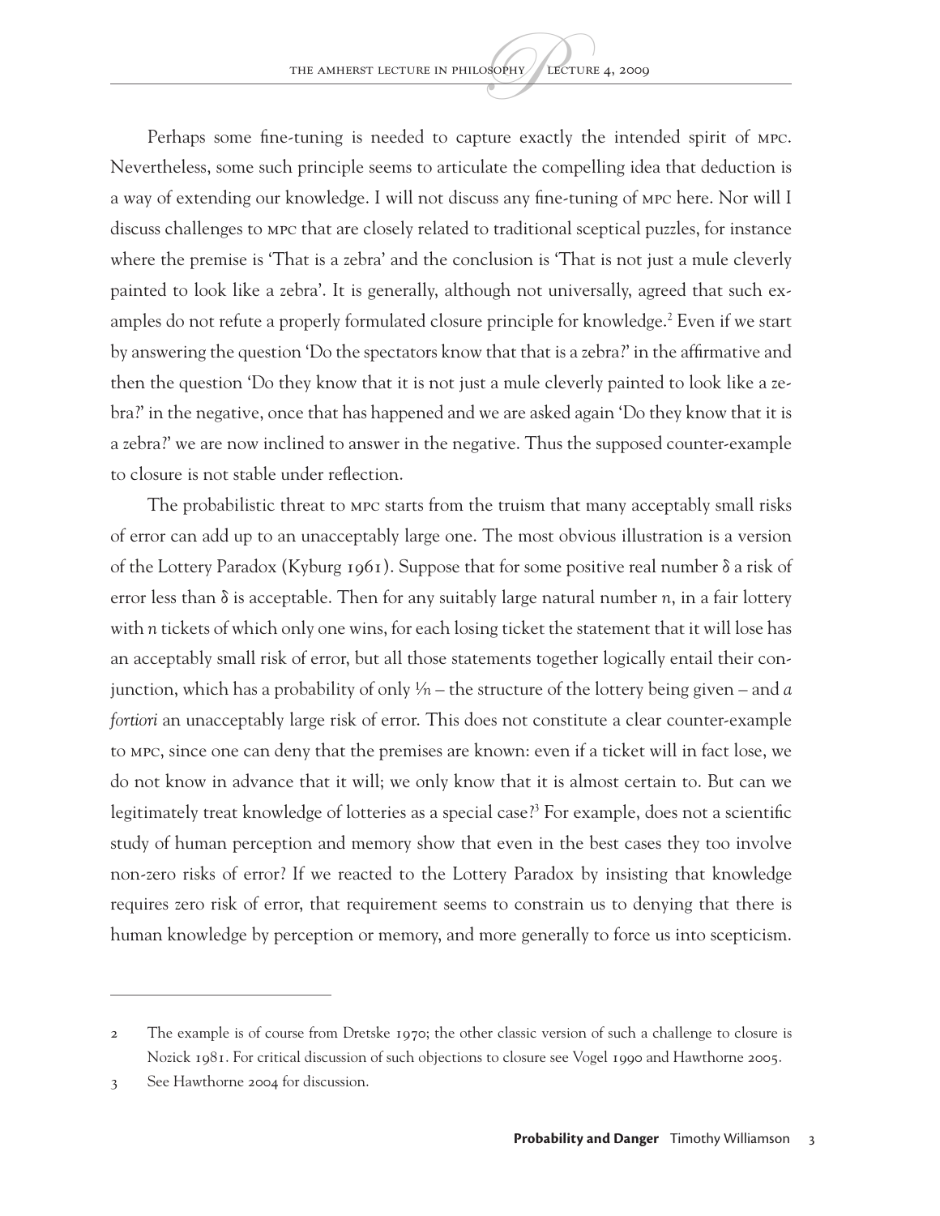Perhaps some fine-tuning is needed to capture exactly the intended spirit of MPC. Nevertheless, some such principle seems to articulate the compelling idea that deduction is a way of extending our knowledge. I will not discuss any fine-tuning of MPC here. Nor will I discuss challenges to MPC that are closely related to traditional sceptical puzzles, for instance where the premise is 'That is a zebra' and the conclusion is 'That is not just a mule cleverly painted to look like a zebra'. It is generally, although not universally, agreed that such examples do not refute a properly formulated closure principle for knowledge.[2] Even if we start by answering the question 'Do the spectators know that that is a zebra?' in the affirmative and then the question 'Do they know that it is not just a mule cleverly painted to look like a zebra?' in the negative, once that has happened and we are asked again 'Do they know that it is a zebra?' we are now inclined to answer in the negative. Thus the supposed counter-example to closure is not stable under reflection.

The probabilistic threat to MPC starts from the truism that many acceptably small risks of error can add up to an unacceptably large one. The most obvious illustration is a version of the Lottery Paradox (Kyburg 1961). Suppose that for some positive real number $\delta$ a risk of error less than $\delta$ is acceptable. Then for any suitably large natural number $n$, in a fair lottery with $n$ tickets of which only one wins, for each losing ticket the statement that it will lose has an acceptably small risk of error, but all those statements together logically entail their conjunction, which has a probability of only $1/n$ – the structure of the lottery being given – and *a fortiori* an unacceptably large risk of error. This does not constitute a clear counter-example to MPC, since one can deny that the premises are known: even if a ticket will in fact lose, we do not know in advance that it will; we only know that it is almost certain to. But can we legitimately treat knowledge of lotteries as a special case?[3] For example, does not a scientific study of human perception and memory show that even in the best cases they too involve non-zero risks of error? If we reacted to the Lottery Paradox by insisting that knowledge requires zero risk of error, that requirement seems to constrain us to denying that there is human knowledge by perception or memory, and more generally to force us into scepticism.

---

2 The example is of course from Dretske 1970; the other classic version of such a challenge to closure is Nozick 1981. For critical discussion of such objections to closure see Vogel 1990 and Hawthorne 2005.

3 See Hawthorne 2004 for discussion.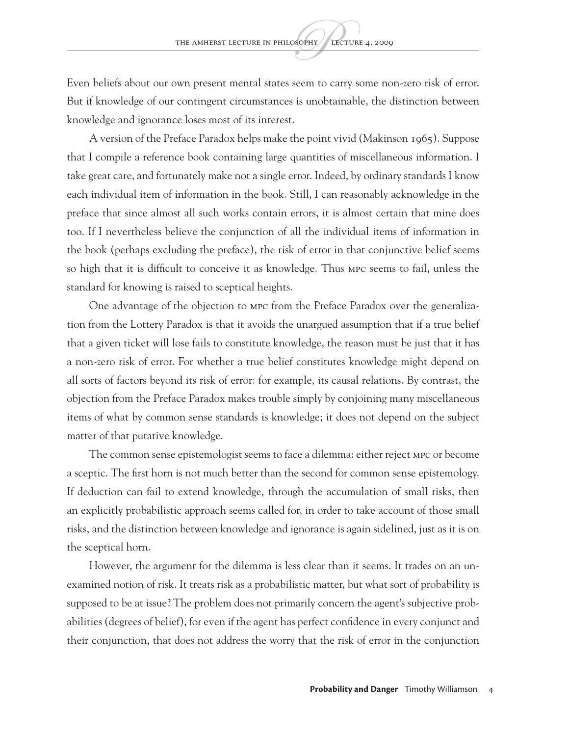Even beliefs about our own present mental states seem to carry some non-zero risk of error. But if knowledge of our contingent circumstances is unobtainable, the distinction between knowledge and ignorance loses most of its interest.

A version of the Preface Paradox helps make the point vivid (Makinson 1965). Suppose that I compile a reference book containing large quantities of miscellaneous information. I take great care, and fortunately make not a single error. Indeed, by ordinary standards I know each individual item of information in the book. Still, I can reasonably acknowledge in the preface that since almost all such works contain errors, it is almost certain that mine does too. If I nevertheless believe the conjunction of all the individual items of information in the book (perhaps excluding the preface), the risk of error in that conjunctive belief seems so high that it is difficult to conceive it as knowledge. Thus MPC seems to fail, unless the standard for knowing is raised to sceptical heights.

One advantage of the objection to MPC from the Preface Paradox over the generalization from the Lottery Paradox is that it avoids the unargued assumption that if a true belief that a given ticket will lose fails to constitute knowledge, the reason must be just that it has a non-zero risk of error. For whether a true belief constitutes knowledge might depend on all sorts of factors beyond its risk of error: for example, its causal relations. By contrast, the objection from the Preface Paradox makes trouble simply by conjoining many miscellaneous items of what by common sense standards is knowledge; it does not depend on the subject matter of that putative knowledge.

The common sense epistemologist seems to face a dilemma: either reject MPC or become a sceptic. The first horn is not much better than the second for common sense epistemology. If deduction can fail to extend knowledge, through the accumulation of small risks, then an explicitly probabilistic approach seems called for, in order to take account of those small risks, and the distinction between knowledge and ignorance is again sidelined, just as it is on the sceptical horn.

However, the argument for the dilemma is less clear than it seems. It trades on an unexamined notion of risk. It treats risk as a probabilistic matter, but what sort of probability is supposed to be at issue? The problem does not primarily concern the agent's subjective probabilities (degrees of belief), for even if the agent has perfect confidence in every conjunct and their conjunction, that does not address the worry that the risk of error in the conjunction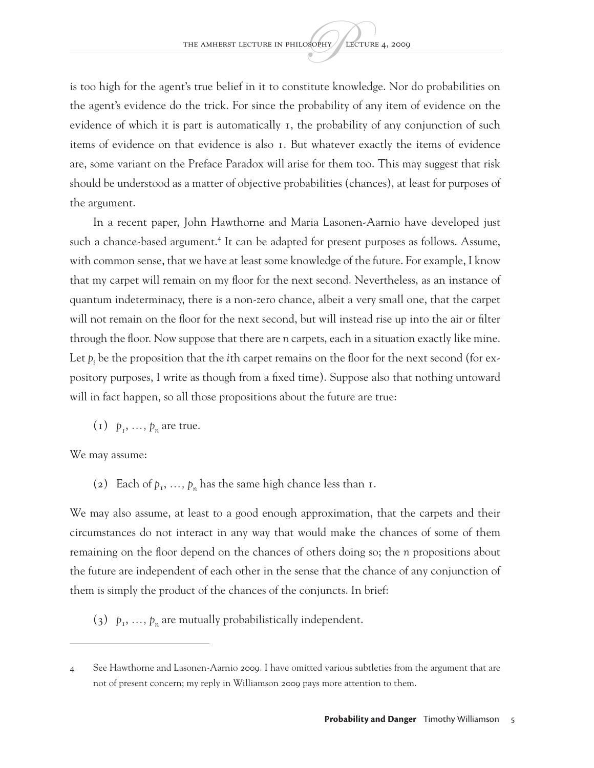is too high for the agent's true belief in it to constitute knowledge. Nor do probabilities on the agent's evidence do the trick. For since the probability of any item of evidence on the evidence of which it is part is automatically 1, the probability of any conjunction of such items of evidence on that evidence is also 1. But whatever exactly the items of evidence are, some variant on the Preface Paradox will arise for them too. This may suggest that risk should be understood as a matter of objective probabilities (chances), at least for purposes of the argument.

In a recent paper, John Hawthorne and Maria Lasonen-Aarnio have developed just such a chance-based argument.[4] It can be adapted for present purposes as follows. Assume, with common sense, that we have at least some knowledge of the future. For example, I know that my carpet will remain on my floor for the next second. Nevertheless, as an instance of quantum indeterminacy, there is a non-zero chance, albeit a very small one, that the carpet will not remain on the floor for the next second, but will instead rise up into the air or filter through the floor. Now suppose that there are *n* carpets, each in a situation exactly like mine. Let $p_i$ be the proposition that the *i*th carpet remains on the floor for the next second (for expository purposes, I write as though from a fixed time). Suppose also that nothing untoward will in fact happen, so all those propositions about the future are true:

(1) $p_1, \ldots, p_n$ are true.

We may assume:

(2) Each of $p_1, \ldots, p_n$ has the same high chance less than 1.

We may also assume, at least to a good enough approximation, that the carpets and their circumstances do not interact in any way that would make the chances of some of them remaining on the floor depend on the chances of others doing so; the *n* propositions about the future are independent of each other in the sense that the chance of any conjunction of them is simply the product of the chances of the conjuncts. In brief:

(3) $p_1, \ldots, p_n$ are mutually probabilistically independent.

---

4 See Hawthorne and Lasonen-Aarnio 2009. I have omitted various subtleties from the argument that are not of present concern; my reply in Williamson 2009 pays more attention to them.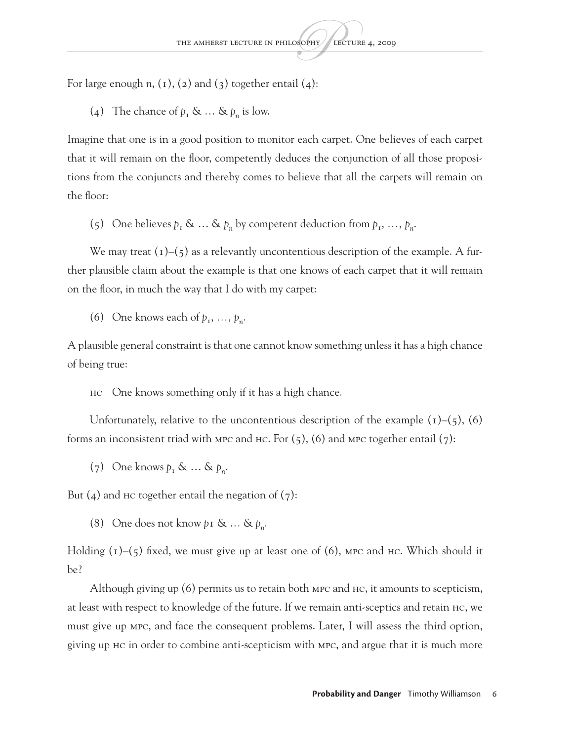For large enough $n$, (1), (2) and (3) together entail (4):

(4) The chance of $p_1$ & … & $p_n$ is low.

Imagine that one is in a good position to monitor each carpet. One believes of each carpet that it will remain on the floor, competently deduces the conjunction of all those propositions from the conjuncts and thereby comes to believe that all the carpets will remain on the floor:

(5) One believes $p_1$ & … & $p_n$ by competent deduction from $p_1$, …, $p_n$.

We may treat (1)–(5) as a relevantly uncontentious description of the example. A further plausible claim about the example is that one knows of each carpet that it will remain on the floor, in much the way that I do with my carpet:

(6) One knows each of $p_1$, …, $p_n$.

A plausible general constraint is that one cannot know something unless it has a high chance of being true:

HC One knows something only if it has a high chance.

Unfortunately, relative to the uncontentious description of the example (1)–(5), (6) forms an inconsistent triad with MPC and HC. For (5), (6) and MPC together entail (7):

(7) One knows $p_1$ & … & $p_n$.

But (4) and HC together entail the negation of (7):

(8) One does not know $p1$ & … & $p_n$.

Holding (1)–(5) fixed, we must give up at least one of (6), MPC and HC. Which should it be?

Although giving up (6) permits us to retain both MPC and HC, it amounts to scepticism, at least with respect to knowledge of the future. If we remain anti-sceptics and retain HC, we must give up MPC, and face the consequent problems. Later, I will assess the third option, giving up HC in order to combine anti-scepticism with MPC, and argue that it is much more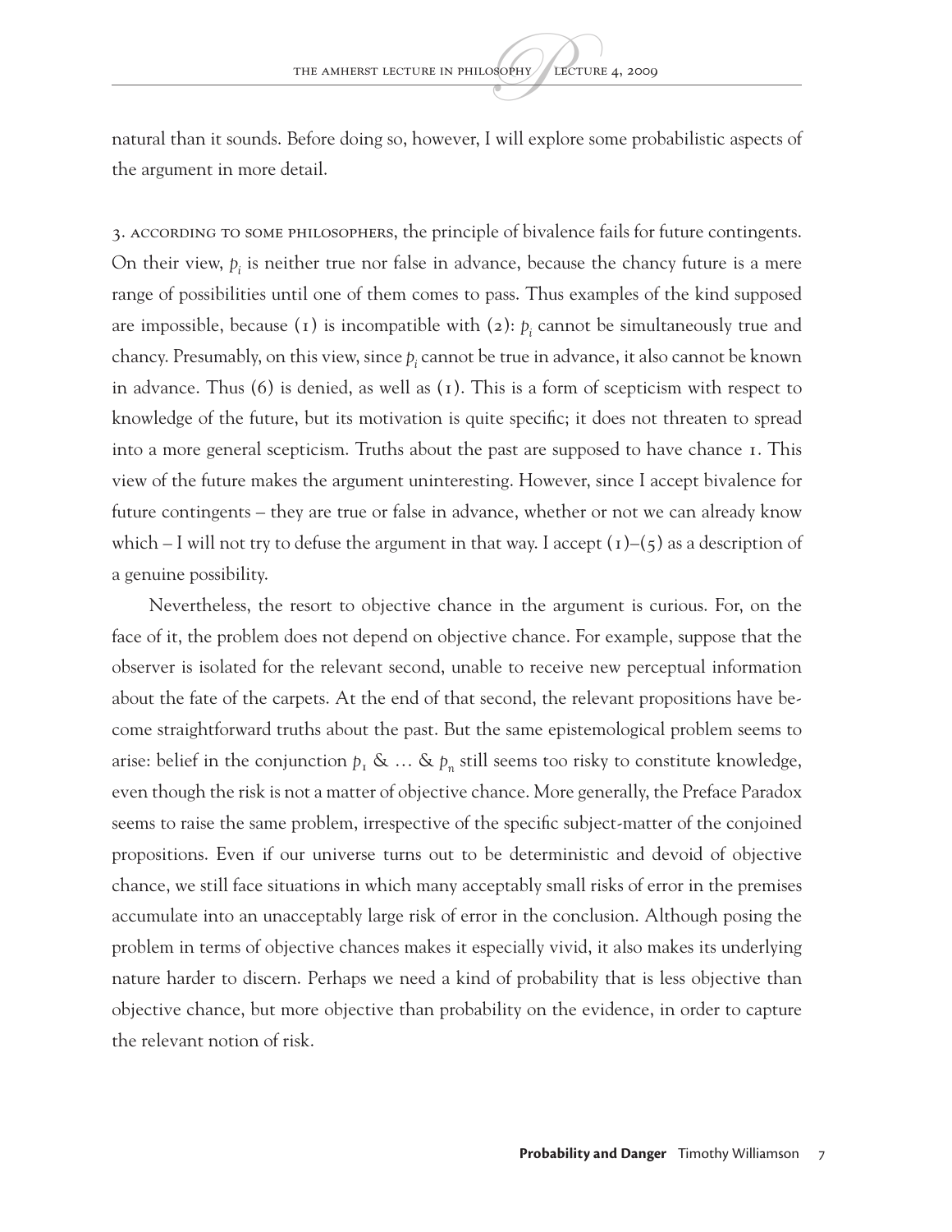natural than it sounds. Before doing so, however, I will explore some probabilistic aspects of the argument in more detail.

3. According to some philosophers, the principle of bivalence fails for future contingents. On their view, $p_i$ is neither true nor false in advance, because the chancy future is a mere range of possibilities until one of them comes to pass. Thus examples of the kind supposed are impossible, because (1) is incompatible with (2): $p_i$ cannot be simultaneously true and chancy. Presumably, on this view, since $p_i$ cannot be true in advance, it also cannot be known in advance. Thus (6) is denied, as well as (1). This is a form of scepticism with respect to knowledge of the future, but its motivation is quite specific; it does not threaten to spread into a more general scepticism. Truths about the past are supposed to have chance 1. This view of the future makes the argument uninteresting. However, since I accept bivalence for future contingents – they are true or false in advance, whether or not we can already know which – I will not try to defuse the argument in that way. I accept (1)–(5) as a description of a genuine possibility.

Nevertheless, the resort to objective chance in the argument is curious. For, on the face of it, the problem does not depend on objective chance. For example, suppose that the observer is isolated for the relevant second, unable to receive new perceptual information about the fate of the carpets. At the end of that second, the relevant propositions have become straightforward truths about the past. But the same epistemological problem seems to arise: belief in the conjunction $p_1$ & … & $p_n$ still seems too risky to constitute knowledge, even though the risk is not a matter of objective chance. More generally, the Preface Paradox seems to raise the same problem, irrespective of the specific subject-matter of the conjoined propositions. Even if our universe turns out to be deterministic and devoid of objective chance, we still face situations in which many acceptably small risks of error in the premises accumulate into an unacceptably large risk of error in the conclusion. Although posing the problem in terms of objective chances makes it especially vivid, it also makes its underlying nature harder to discern. Perhaps we need a kind of probability that is less objective than objective chance, but more objective than probability on the evidence, in order to capture the relevant notion of risk.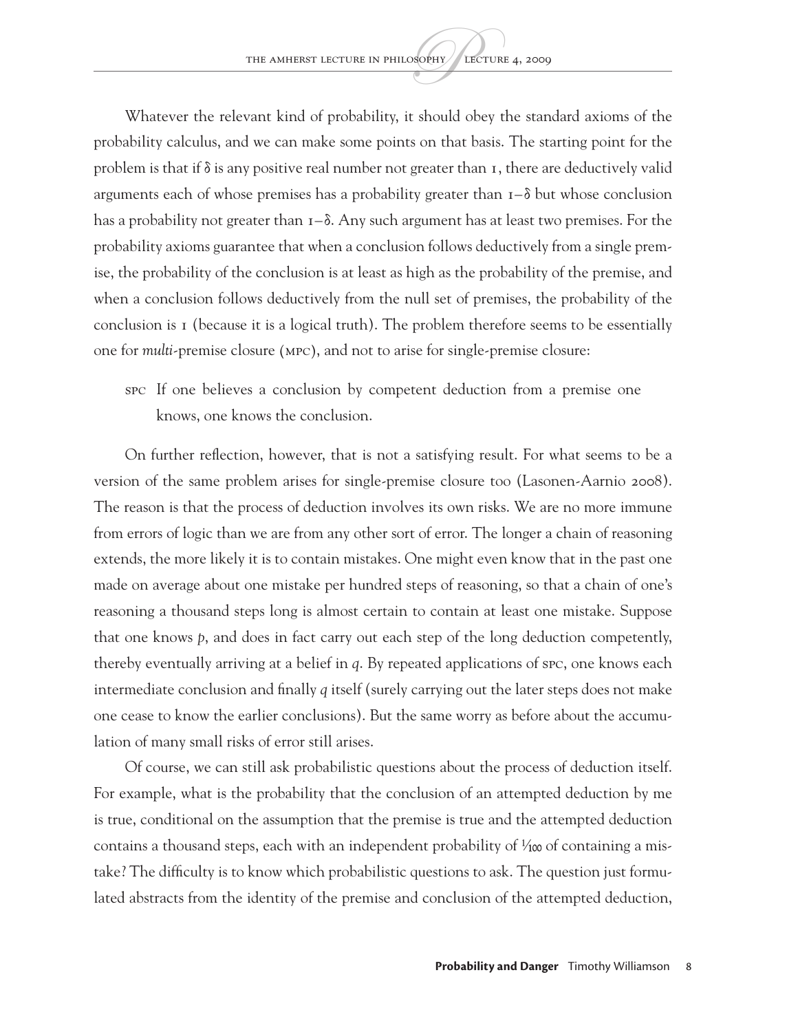Whatever the relevant kind of probability, it should obey the standard axioms of the probability calculus, and we can make some points on that basis. The starting point for the problem is that if $\delta$ is any positive real number not greater than 1, there are deductively valid arguments each of whose premises has a probability greater than $1-\delta$ but whose conclusion has a probability not greater than $1-\delta$. Any such argument has at least two premises. For the probability axioms guarantee that when a conclusion follows deductively from a single premise, the probability of the conclusion is at least as high as the probability of the premise, and when a conclusion follows deductively from the null set of premises, the probability of the conclusion is 1 (because it is a logical truth). The problem therefore seems to be essentially one for *multi*-premise closure (MPC), and not to arise for single-premise closure:

> SPC If one believes a conclusion by competent deduction from a premise one knows, one knows the conclusion.

On further reflection, however, that is not a satisfying result. For what seems to be a version of the same problem arises for single-premise closure too (Lasonen-Aarnio 2008). The reason is that the process of deduction involves its own risks. We are no more immune from errors of logic than we are from any other sort of error. The longer a chain of reasoning extends, the more likely it is to contain mistakes. One might even know that in the past one made on average about one mistake per hundred steps of reasoning, so that a chain of one's reasoning a thousand steps long is almost certain to contain at least one mistake. Suppose that one knows *p*, and does in fact carry out each step of the long deduction competently, thereby eventually arriving at a belief in *q*. By repeated applications of SPC, one knows each intermediate conclusion and finally *q* itself (surely carrying out the later steps does not make one cease to know the earlier conclusions). But the same worry as before about the accumulation of many small risks of error still arises.

Of course, we can still ask probabilistic questions about the process of deduction itself. For example, what is the probability that the conclusion of an attempted deduction by me is true, conditional on the assumption that the premise is true and the attempted deduction contains a thousand steps, each with an independent probability of $1/100$ of containing a mistake? The difficulty is to know which probabilistic questions to ask. The question just formulated abstracts from the identity of the premise and conclusion of the attempted deduction,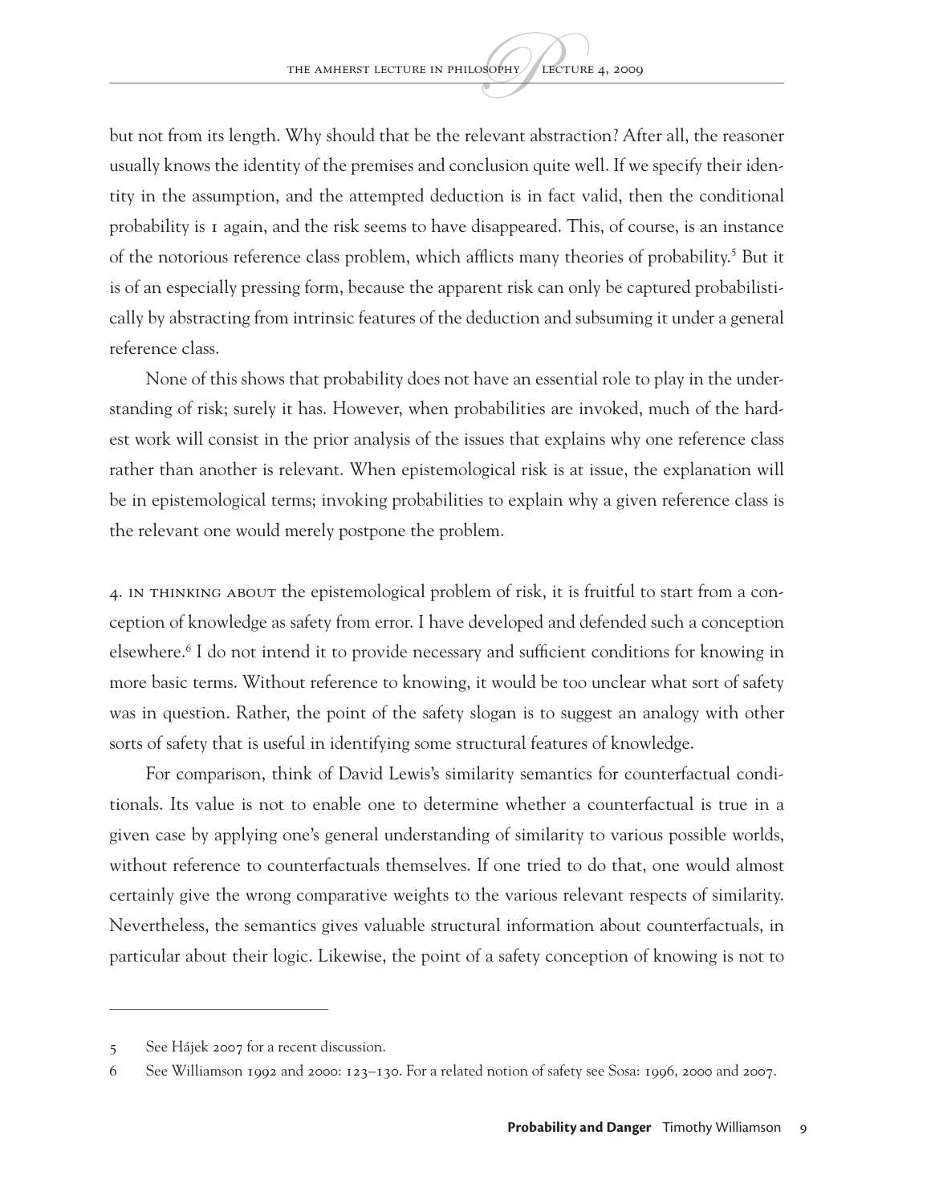but not from its length. Why should that be the relevant abstraction? After all, the reasoner usually knows the identity of the premises and conclusion quite well. If we specify their identity in the assumption, and the attempted deduction is in fact valid, then the conditional probability is 1 again, and the risk seems to have disappeared. This, of course, is an instance of the notorious reference class problem, which afflicts many theories of probability.[5] But it is of an especially pressing form, because the apparent risk can only be captured probabilistically by abstracting from intrinsic features of the deduction and subsuming it under a general reference class.

None of this shows that probability does not have an essential role to play in the understanding of risk; surely it has. However, when probabilities are invoked, much of the hardest work will consist in the prior analysis of the issues that explains why one reference class rather than another is relevant. When epistemological risk is at issue, the explanation will be in epistemological terms; invoking probabilities to explain why a given reference class is the relevant one would merely postpone the problem.

4. In thinking about the epistemological problem of risk, it is fruitful to start from a conception of knowledge as safety from error. I have developed and defended such a conception elsewhere.[6] I do not intend it to provide necessary and sufficient conditions for knowing in more basic terms. Without reference to knowing, it would be too unclear what sort of safety was in question. Rather, the point of the safety slogan is to suggest an analogy with other sorts of safety that is useful in identifying some structural features of knowledge.

For comparison, think of David Lewis's similarity semantics for counterfactual conditionals. Its value is not to enable one to determine whether a counterfactual is true in a given case by applying one's general understanding of similarity to various possible worlds, without reference to counterfactuals themselves. If one tried to do that, one would almost certainly give the wrong comparative weights to the various relevant respects of similarity. Nevertheless, the semantics gives valuable structural information about counterfactuals, in particular about their logic. Likewise, the point of a safety conception of knowing is not to

---

5 See Hájek 2007 for a recent discussion.

6 See Williamson 1992 and 2000: 123–130. For a related notion of safety see Sosa: 1996, 2000 and 2007.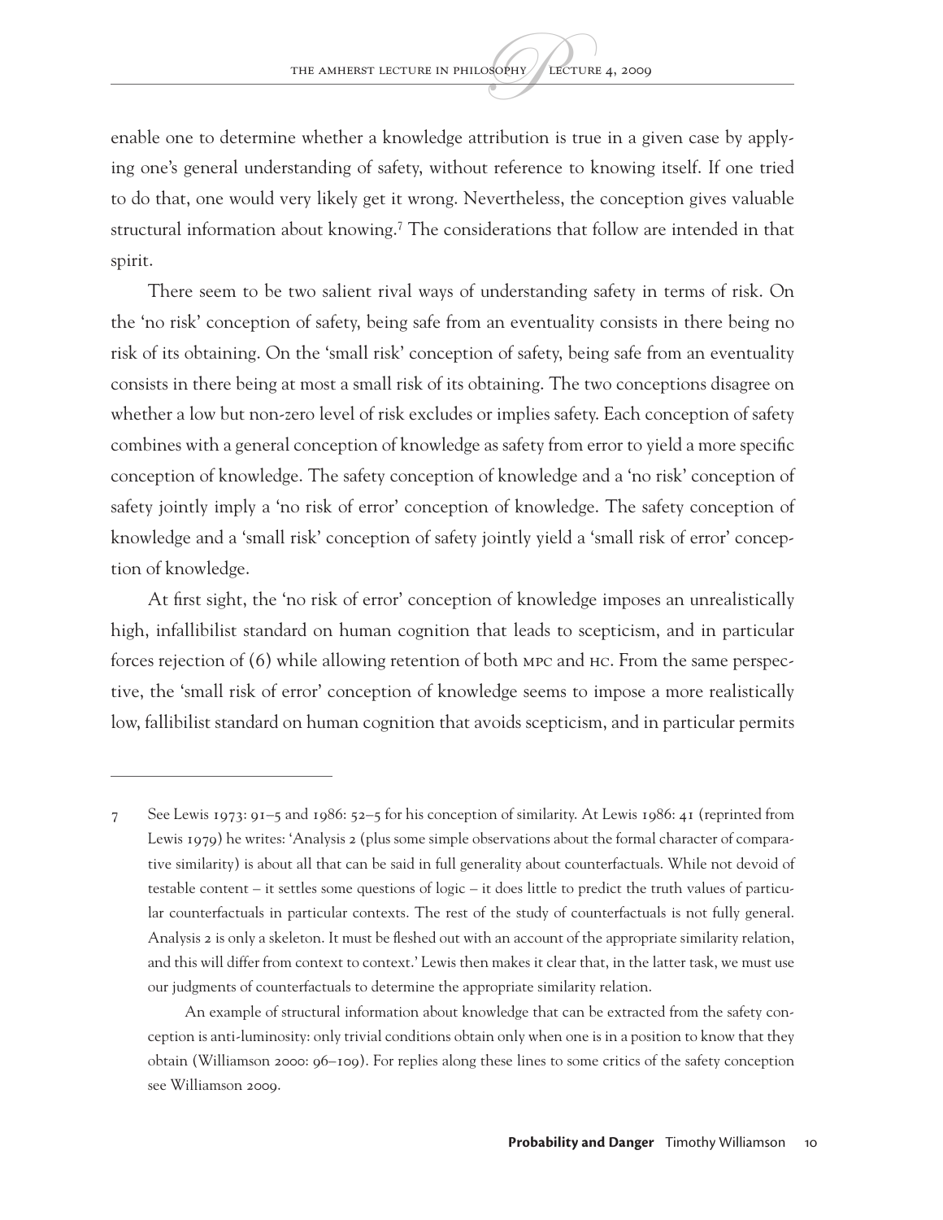enable one to determine whether a knowledge attribution is true in a given case by applying one's general understanding of safety, without reference to knowing itself. If one tried to do that, one would very likely get it wrong. Nevertheless, the conception gives valuable structural information about knowing.[7] The considerations that follow are intended in that spirit.

There seem to be two salient rival ways of understanding safety in terms of risk. On the 'no risk' conception of safety, being safe from an eventuality consists in there being no risk of its obtaining. On the 'small risk' conception of safety, being safe from an eventuality consists in there being at most a small risk of its obtaining. The two conceptions disagree on whether a low but non-zero level of risk excludes or implies safety. Each conception of safety combines with a general conception of knowledge as safety from error to yield a more specific conception of knowledge. The safety conception of knowledge and a 'no risk' conception of safety jointly imply a 'no risk of error' conception of knowledge. The safety conception of knowledge and a 'small risk' conception of safety jointly yield a 'small risk of error' conception of knowledge.

At first sight, the 'no risk of error' conception of knowledge imposes an unrealistically high, infallibilist standard on human cognition that leads to scepticism, and in particular forces rejection of (6) while allowing retention of both MPC and HC. From the same perspective, the 'small risk of error' conception of knowledge seems to impose a more realistically low, fallibilist standard on human cognition that avoids scepticism, and in particular permits

---

7 See Lewis 1973: 91–5 and 1986: 52–5 for his conception of similarity. At Lewis 1986: 41 (reprinted from Lewis 1979) he writes: 'Analysis 2 (plus some simple observations about the formal character of comparative similarity) is about all that can be said in full generality about counterfactuals. While not devoid of testable content – it settles some questions of logic – it does little to predict the truth values of particular counterfactuals in particular contexts. The rest of the study of counterfactuals is not fully general. Analysis 2 is only a skeleton. It must be fleshed out with an account of the appropriate similarity relation, and this will differ from context to context.' Lewis then makes it clear that, in the latter task, we must use our judgments of counterfactuals to determine the appropriate similarity relation.

An example of structural information about knowledge that can be extracted from the safety conception is anti-luminosity: only trivial conditions obtain only when one is in a position to know that they obtain (Williamson 2000: 96–109). For replies along these lines to some critics of the safety conception see Williamson 2009.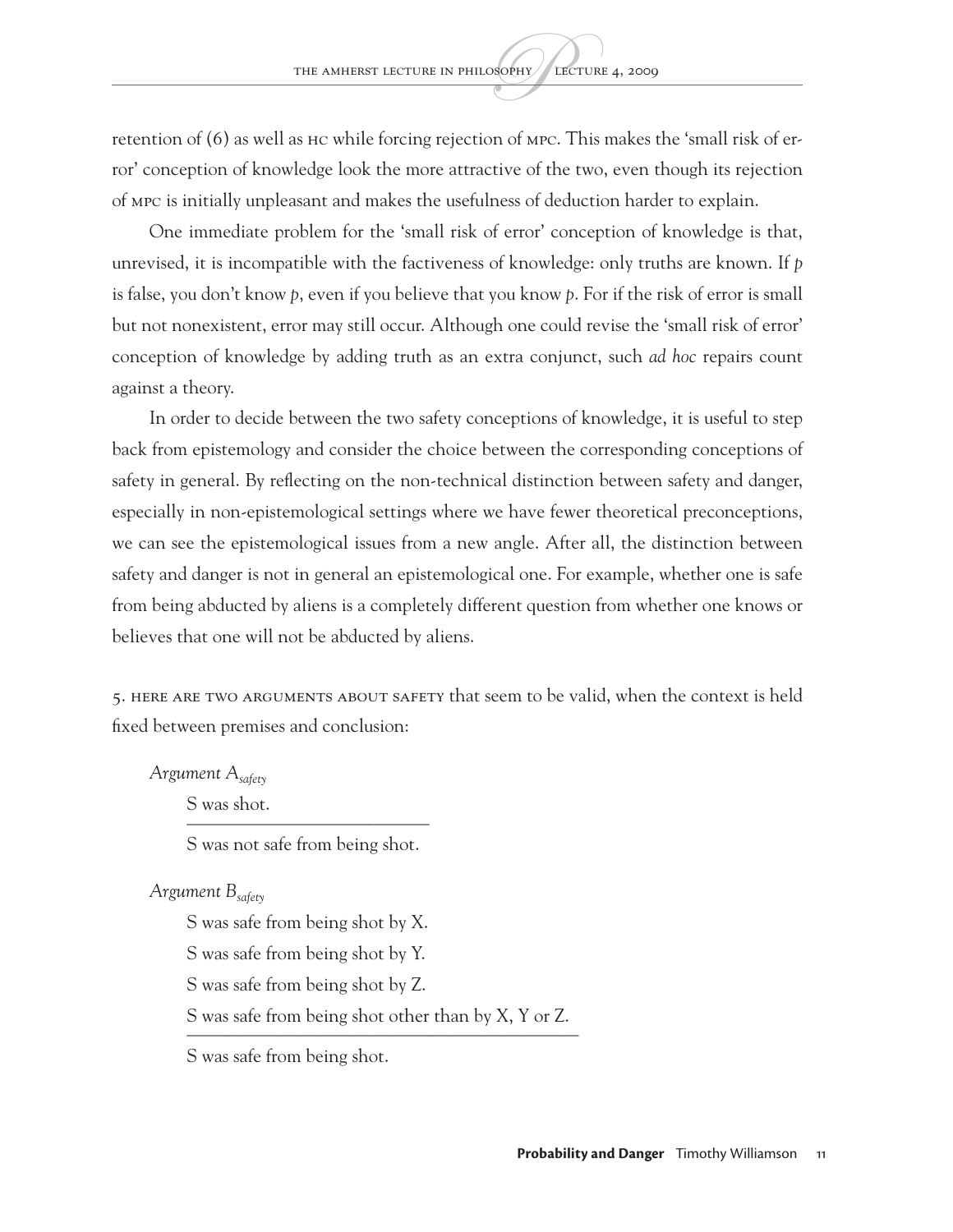retention of (6) as well as HC while forcing rejection of MPC. This makes the 'small risk of error' conception of knowledge look the more attractive of the two, even though its rejection of MPC is initially unpleasant and makes the usefulness of deduction harder to explain.

One immediate problem for the 'small risk of error' conception of knowledge is that, unrevised, it is incompatible with the factiveness of knowledge: only truths are known. If *p* is false, you don't know *p*, even if you believe that you know *p*. For if the risk of error is small but not nonexistent, error may still occur. Although one could revise the 'small risk of error' conception of knowledge by adding truth as an extra conjunct, such *ad hoc* repairs count against a theory.

In order to decide between the two safety conceptions of knowledge, it is useful to step back from epistemology and consider the choice between the corresponding conceptions of safety in general. By reflecting on the non-technical distinction between safety and danger, especially in non-epistemological settings where we have fewer theoretical preconceptions, we can see the epistemological issues from a new angle. After all, the distinction between safety and danger is not in general an epistemological one. For example, whether one is safe from being abducted by aliens is a completely different question from whether one knows or believes that one will not be abducted by aliens.

5. HERE ARE TWO ARGUMENTS ABOUT SAFETY that seem to be valid, when the context is held fixed between premises and conclusion:

*Argument $A_{safety}$*

S was shot.

---

S was not safe from being shot.

*Argument $B_{safety}$*

S was safe from being shot by X.

S was safe from being shot by Y.

S was safe from being shot by Z.

S was safe from being shot other than by X, Y or Z.

---

S was safe from being shot.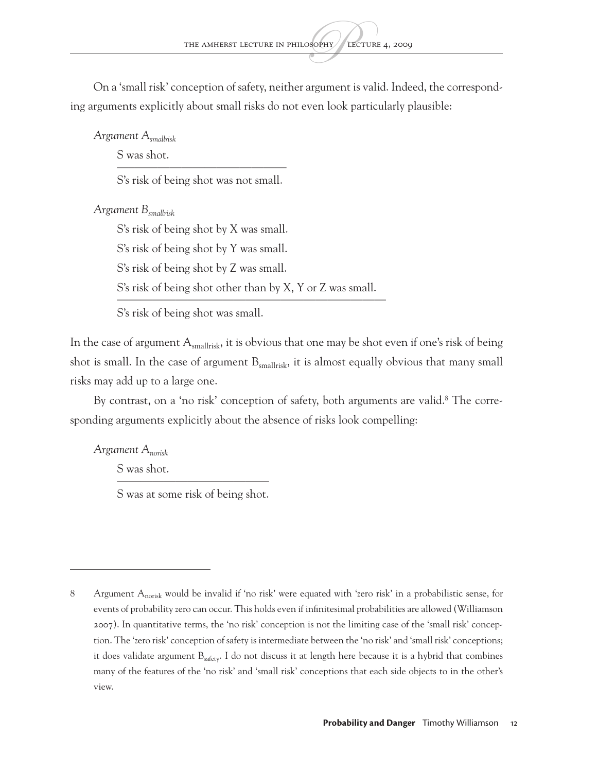On a 'small risk' conception of safety, neither argument is valid. Indeed, the corresponding arguments explicitly about small risks do not even look particularly plausible:

*Argument $A_{smallrisk}$*

S was shot.

---

S's risk of being shot was not small.

*Argument $B_{smallrisk}$*

S's risk of being shot by X was small.

S's risk of being shot by Y was small.

S's risk of being shot by Z was small.

S's risk of being shot other than by X, Y or Z was small.

---

S's risk of being shot was small.

In the case of argument $A_{smallrisk}$, it is obvious that one may be shot even if one's risk of being shot is small. In the case of argument $B_{smallrisk}$, it is almost equally obvious that many small risks may add up to a large one.

By contrast, on a 'no risk' conception of safety, both arguments are valid.[8] The corresponding arguments explicitly about the absence of risks look compelling:

*Argument $A_{norisk}$*

S was shot.

---

S was at some risk of being shot.

---

8 Argument $A_{norisk}$ would be invalid if 'no risk' were equated with 'zero risk' in a probabilistic sense, for events of probability zero can occur. This holds even if infinitesimal probabilities are allowed (Williamson 2007). In quantitative terms, the 'no risk' conception is not the limiting case of the 'small risk' conception. The 'zero risk' conception of safety is intermediate between the 'no risk' and 'small risk' conceptions; it does validate argument $B_{safety}$. I do not discuss it at length here because it is a hybrid that combines many of the features of the 'no risk' and 'small risk' conceptions that each side objects to in the other's view.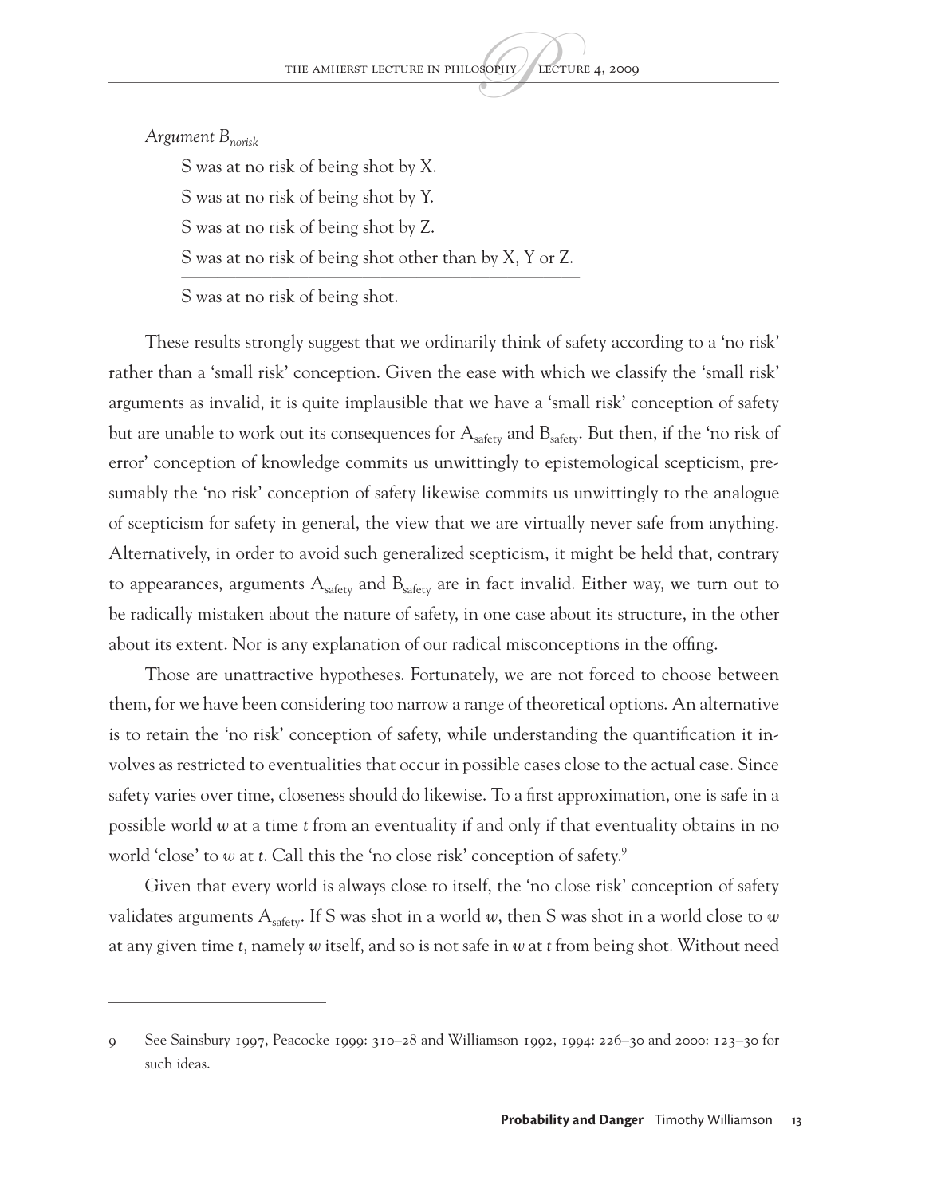*Argument $B_{norisk}$*

S was at no risk of being shot by X.

S was at no risk of being shot by Y.

S was at no risk of being shot by Z.

S was at no risk of being shot other than by X, Y or Z.

---

S was at no risk of being shot.

These results strongly suggest that we ordinarily think of safety according to a 'no risk' rather than a 'small risk' conception. Given the ease with which we classify the 'small risk' arguments as invalid, it is quite implausible that we have a 'small risk' conception of safety but are unable to work out its consequences for $A_{safety}$ and $B_{safety}$. But then, if the 'no risk of error' conception of knowledge commits us unwittingly to epistemological scepticism, presumably the 'no risk' conception of safety likewise commits us unwittingly to the analogue of scepticism for safety in general, the view that we are virtually never safe from anything. Alternatively, in order to avoid such generalized scepticism, it might be held that, contrary to appearances, arguments $A_{safety}$ and $B_{safety}$ are in fact invalid. Either way, we turn out to be radically mistaken about the nature of safety, in one case about its structure, in the other about its extent. Nor is any explanation of our radical misconceptions in the offing.

Those are unattractive hypotheses. Fortunately, we are not forced to choose between them, for we have been considering too narrow a range of theoretical options. An alternative is to retain the 'no risk' conception of safety, while understanding the quantification it involves as restricted to eventualities that occur in possible cases close to the actual case. Since safety varies over time, closeness should do likewise. To a first approximation, one is safe in a possible world *w* at a time *t* from an eventuality if and only if that eventuality obtains in no world 'close' to *w* at *t*. Call this the 'no close risk' conception of safety.[9]

Given that every world is always close to itself, the 'no close risk' conception of safety validates arguments $A_{safety}$. If S was shot in a world *w*, then S was shot in a world close to *w* at any given time *t*, namely *w* itself, and so is not safe in *w* at *t* from being shot. Without need

---

9 See Sainsbury 1997, Peacocke 1999: 310–28 and Williamson 1992, 1994: 226–30 and 2000: 123–30 for such ideas.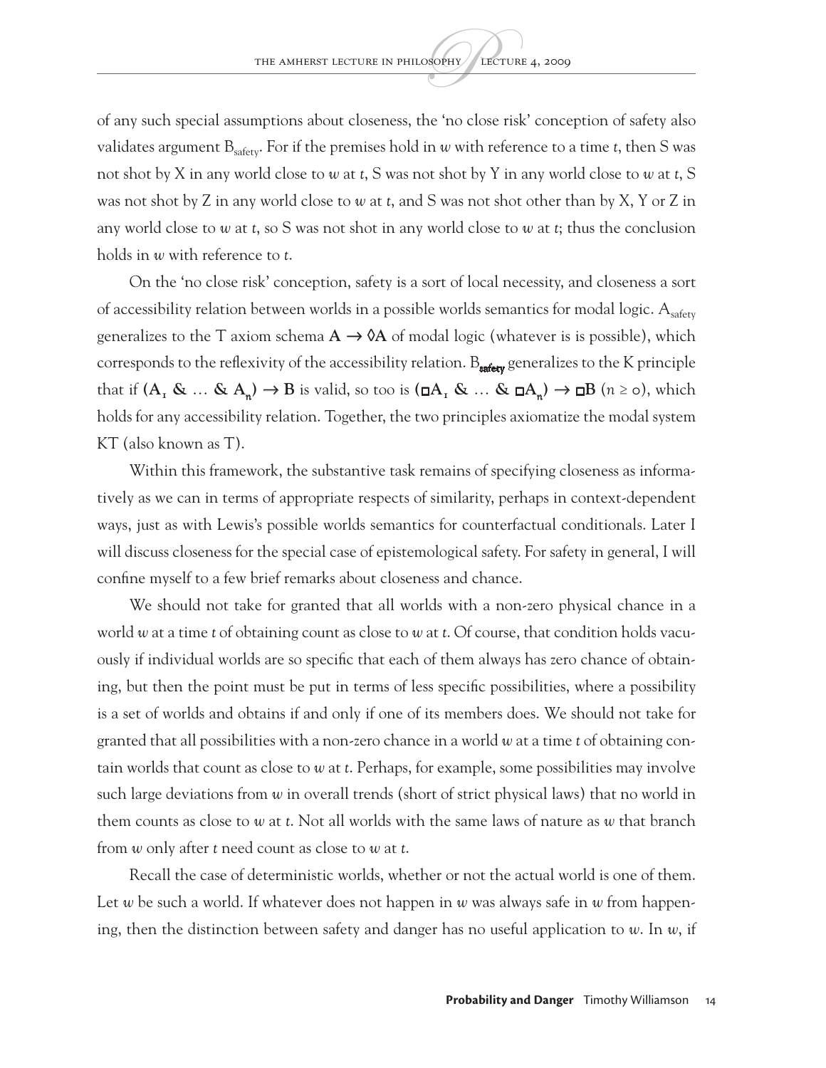of any such special assumptions about closeness, the 'no close risk' conception of safety also validates argument $B_{safety}$. For if the premises hold in *w* with reference to a time *t*, then S was not shot by X in any world close to *w* at *t*, S was not shot by Y in any world close to *w* at *t*, S was not shot by Z in any world close to *w* at *t*, and S was not shot other than by X, Y or Z in any world close to *w* at *t*, so S was not shot in any world close to *w* at *t*; thus the conclusion holds in *w* with reference to *t*.

On the 'no close risk' conception, safety is a sort of local necessity, and closeness a sort of accessibility relation between worlds in a possible worlds semantics for modal logic. $A_{safety}$ generalizes to the T axiom schema $\mathbf{A \rightarrow \Diamond A}$ of modal logic (whatever is is possible), which corresponds to the reflexivity of the accessibility relation. $B_{safety}$ generalizes to the K principle that if $\mathbf{(A_1 \ \& \ \ldots \ \& \ A_n) \rightarrow B}$ is valid, so too is $\mathbf{(\Box A_1 \ \& \ \ldots \ \& \ \Box A_n) \rightarrow \Box B}$ ($n \geq 0$), which holds for any accessibility relation. Together, the two principles axiomatize the modal system KT (also known as T).

Within this framework, the substantive task remains of specifying closeness as informatively as we can in terms of appropriate respects of similarity, perhaps in context-dependent ways, just as with Lewis's possible worlds semantics for counterfactual conditionals. Later I will discuss closeness for the special case of epistemological safety. For safety in general, I will confine myself to a few brief remarks about closeness and chance.

We should not take for granted that all worlds with a non-zero physical chance in a world *w* at a time *t* of obtaining count as close to *w* at *t*. Of course, that condition holds vacuously if individual worlds are so specific that each of them always has zero chance of obtaining, but then the point must be put in terms of less specific possibilities, where a possibility is a set of worlds and obtains if and only if one of its members does. We should not take for granted that all possibilities with a non-zero chance in a world *w* at a time *t* of obtaining contain worlds that count as close to *w* at *t*. Perhaps, for example, some possibilities may involve such large deviations from *w* in overall trends (short of strict physical laws) that no world in them counts as close to *w* at *t*. Not all worlds with the same laws of nature as *w* that branch from *w* only after *t* need count as close to *w* at *t*.

Recall the case of deterministic worlds, whether or not the actual world is one of them. Let *w* be such a world. If whatever does not happen in *w* was always safe in *w* from happening, then the distinction between safety and danger has no useful application to *w*. In *w*, if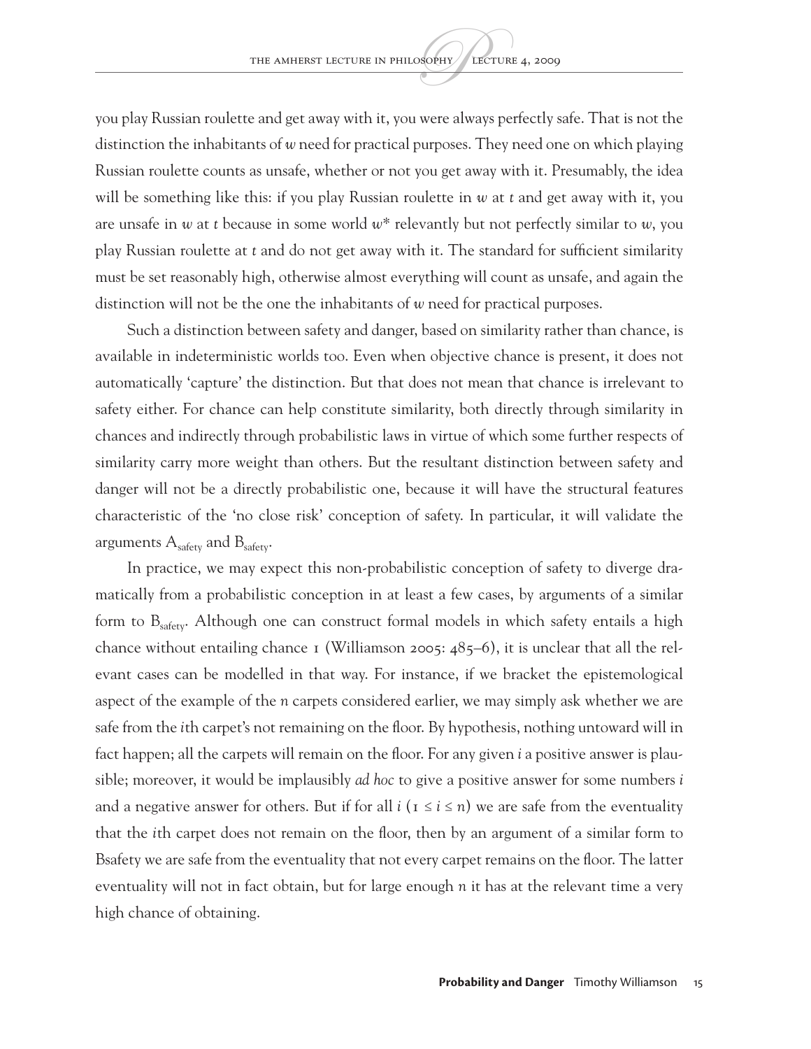you play Russian roulette and get away with it, you were always perfectly safe. That is not the distinction the inhabitants of *w* need for practical purposes. They need one on which playing Russian roulette counts as unsafe, whether or not you get away with it. Presumably, the idea will be something like this: if you play Russian roulette in *w* at *t* and get away with it, you are unsafe in *w* at *t* because in some world *w*\* relevantly but not perfectly similar to *w*, you play Russian roulette at *t* and do not get away with it. The standard for sufficient similarity must be set reasonably high, otherwise almost everything will count as unsafe, and again the distinction will not be the one the inhabitants of *w* need for practical purposes.

Such a distinction between safety and danger, based on similarity rather than chance, is available in indeterministic worlds too. Even when objective chance is present, it does not automatically 'capture' the distinction. But that does not mean that chance is irrelevant to safety either. For chance can help constitute similarity, both directly through similarity in chances and indirectly through probabilistic laws in virtue of which some further respects of similarity carry more weight than others. But the resultant distinction between safety and danger will not be a directly probabilistic one, because it will have the structural features characteristic of the 'no close risk' conception of safety. In particular, it will validate the arguments $A_{safety}$ and $B_{safety}$.

In practice, we may expect this non-probabilistic conception of safety to diverge dramatically from a probabilistic conception in at least a few cases, by arguments of a similar form to $B_{safety}$. Although one can construct formal models in which safety entails a high chance without entailing chance 1 (Williamson 2005: 485–6), it is unclear that all the relevant cases can be modelled in that way. For instance, if we bracket the epistemological aspect of the example of the *n* carpets considered earlier, we may simply ask whether we are safe from the *i*th carpet's not remaining on the floor. By hypothesis, nothing untoward will in fact happen; all the carpets will remain on the floor. For any given *i* a positive answer is plausible; moreover, it would be implausibly *ad hoc* to give a positive answer for some numbers *i* and a negative answer for others. But if for all *i* ($1 \leq i \leq n$) we are safe from the eventuality that the *i*th carpet does not remain on the floor, then by an argument of a similar form to Bsafety we are safe from the eventuality that not every carpet remains on the floor. The latter eventuality will not in fact obtain, but for large enough *n* it has at the relevant time a very high chance of obtaining.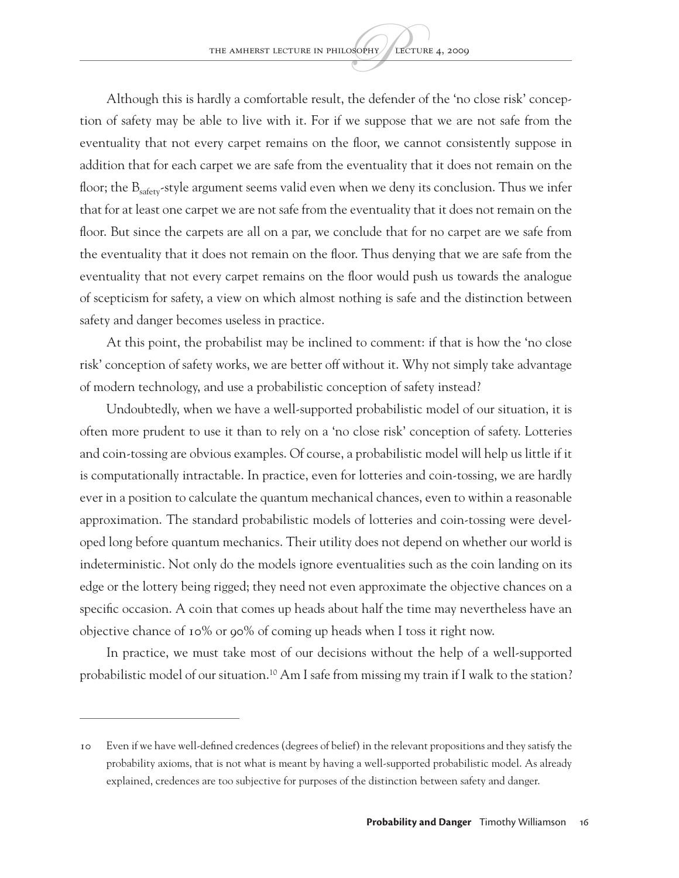Although this is hardly a comfortable result, the defender of the 'no close risk' conception of safety may be able to live with it. For if we suppose that we are not safe from the eventuality that not every carpet remains on the floor, we cannot consistently suppose in addition that for each carpet we are safe from the eventuality that it does not remain on the floor; the $B_{safety}$-style argument seems valid even when we deny its conclusion. Thus we infer that for at least one carpet we are not safe from the eventuality that it does not remain on the floor. But since the carpets are all on a par, we conclude that for no carpet are we safe from the eventuality that it does not remain on the floor. Thus denying that we are safe from the eventuality that not every carpet remains on the floor would push us towards the analogue of scepticism for safety, a view on which almost nothing is safe and the distinction between safety and danger becomes useless in practice.

At this point, the probabilist may be inclined to comment: if that is how the 'no close risk' conception of safety works, we are better off without it. Why not simply take advantage of modern technology, and use a probabilistic conception of safety instead?

Undoubtedly, when we have a well-supported probabilistic model of our situation, it is often more prudent to use it than to rely on a 'no close risk' conception of safety. Lotteries and coin-tossing are obvious examples. Of course, a probabilistic model will help us little if it is computationally intractable. In practice, even for lotteries and coin-tossing, we are hardly ever in a position to calculate the quantum mechanical chances, even to within a reasonable approximation. The standard probabilistic models of lotteries and coin-tossing were developed long before quantum mechanics. Their utility does not depend on whether our world is indeterministic. Not only do the models ignore eventualities such as the coin landing on its edge or the lottery being rigged; they need not even approximate the objective chances on a specific occasion. A coin that comes up heads about half the time may nevertheless have an objective chance of 10% or 90% of coming up heads when I toss it right now.

In practice, we must take most of our decisions without the help of a well-supported probabilistic model of our situation.[10] Am I safe from missing my train if I walk to the station?

---

10 Even if we have well-defined credences (degrees of belief) in the relevant propositions and they satisfy the probability axioms, that is not what is meant by having a well-supported probabilistic model. As already explained, credences are too subjective for purposes of the distinction between safety and danger.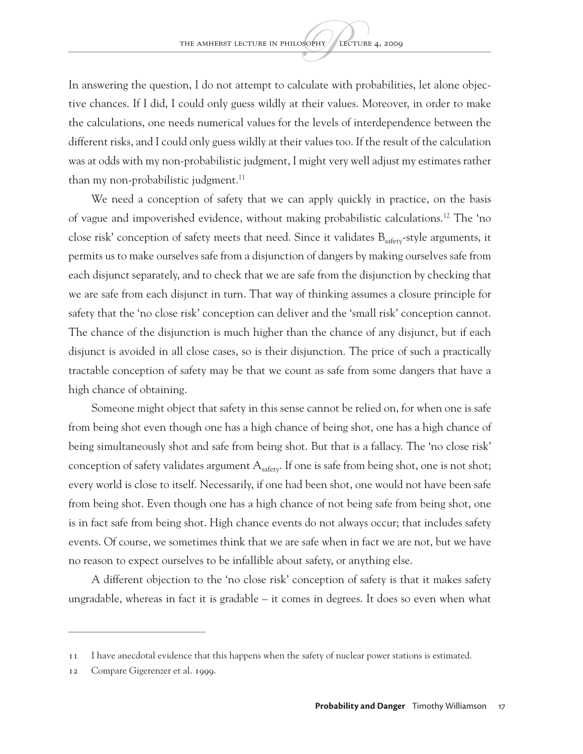In answering the question, I do not attempt to calculate with probabilities, let alone objective chances. If I did, I could only guess wildly at their values. Moreover, in order to make the calculations, one needs numerical values for the levels of interdependence between the different risks, and I could only guess wildly at their values too. If the result of the calculation was at odds with my non-probabilistic judgment, I might very well adjust my estimates rather than my non-probabilistic judgment.[11]

We need a conception of safety that we can apply quickly in practice, on the basis of vague and impoverished evidence, without making probabilistic calculations.[12] The 'no close risk' conception of safety meets that need. Since it validates $B_{safety}$-style arguments, it permits us to make ourselves safe from a disjunction of dangers by making ourselves safe from each disjunct separately, and to check that we are safe from the disjunction by checking that we are safe from each disjunct in turn. That way of thinking assumes a closure principle for safety that the 'no close risk' conception can deliver and the 'small risk' conception cannot. The chance of the disjunction is much higher than the chance of any disjunct, but if each disjunct is avoided in all close cases, so is their disjunction. The price of such a practically tractable conception of safety may be that we count as safe from some dangers that have a high chance of obtaining.

Someone might object that safety in this sense cannot be relied on, for when one is safe from being shot even though one has a high chance of being shot, one has a high chance of being simultaneously shot and safe from being shot. But that is a fallacy. The 'no close risk' conception of safety validates argument $A_{safety}$. If one is safe from being shot, one is not shot; every world is close to itself. Necessarily, if one had been shot, one would not have been safe from being shot. Even though one has a high chance of not being safe from being shot, one is in fact safe from being shot. High chance events do not always occur; that includes safety events. Of course, we sometimes think that we are safe when in fact we are not, but we have no reason to expect ourselves to be infallible about safety, or anything else.

A different objection to the 'no close risk' conception of safety is that it makes safety ungradable, whereas in fact it is gradable – it comes in degrees. It does so even when what

---

11 I have anecdotal evidence that this happens when the safety of nuclear power stations is estimated.

12 Compare Gigerenzer et al. 1999.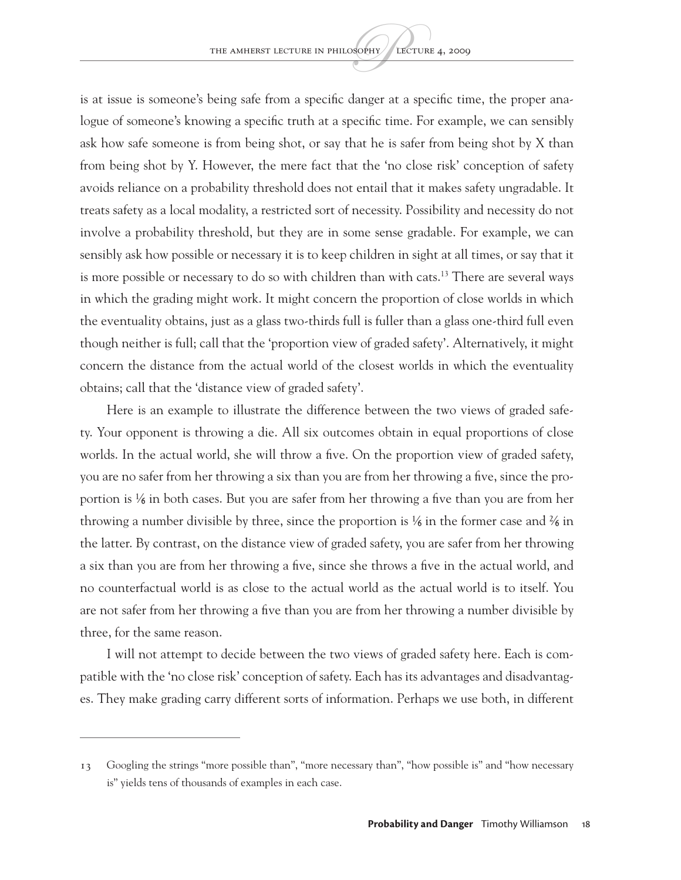is at issue is someone's being safe from a specific danger at a specific time, the proper analogue of someone's knowing a specific truth at a specific time. For example, we can sensibly ask how safe someone is from being shot, or say that he is safer from being shot by X than from being shot by Y. However, the mere fact that the 'no close risk' conception of safety avoids reliance on a probability threshold does not entail that it makes safety ungradable. It treats safety as a local modality, a restricted sort of necessity. Possibility and necessity do not involve a probability threshold, but they are in some sense gradable. For example, we can sensibly ask how possible or necessary it is to keep children in sight at all times, or say that it is more possible or necessary to do so with children than with cats.[13] There are several ways in which the grading might work. It might concern the proportion of close worlds in which the eventuality obtains, just as a glass two-thirds full is fuller than a glass one-third full even though neither is full; call that the 'proportion view of graded safety'. Alternatively, it might concern the distance from the actual world of the closest worlds in which the eventuality obtains; call that the 'distance view of graded safety'.

Here is an example to illustrate the difference between the two views of graded safety. Your opponent is throwing a die. All six outcomes obtain in equal proportions of close worlds. In the actual world, she will throw a five. On the proportion view of graded safety, you are no safer from her throwing a six than you are from her throwing a five, since the proportion is $1/6$ in both cases. But you are safer from her throwing a five than you are from her throwing a number divisible by three, since the proportion is $1/6$ in the former case and $2/6$ in the latter. By contrast, on the distance view of graded safety, you are safer from her throwing a six than you are from her throwing a five, since she throws a five in the actual world, and no counterfactual world is as close to the actual world as the actual world is to itself. You are not safer from her throwing a five than you are from her throwing a number divisible by three, for the same reason.

I will not attempt to decide between the two views of graded safety here. Each is compatible with the 'no close risk' conception of safety. Each has its advantages and disadvantages. They make grading carry different sorts of information. Perhaps we use both, in different

13 Googling the strings "more possible than", "more necessary than", "how possible is" and "how necessary is" yields tens of thousands of examples in each case.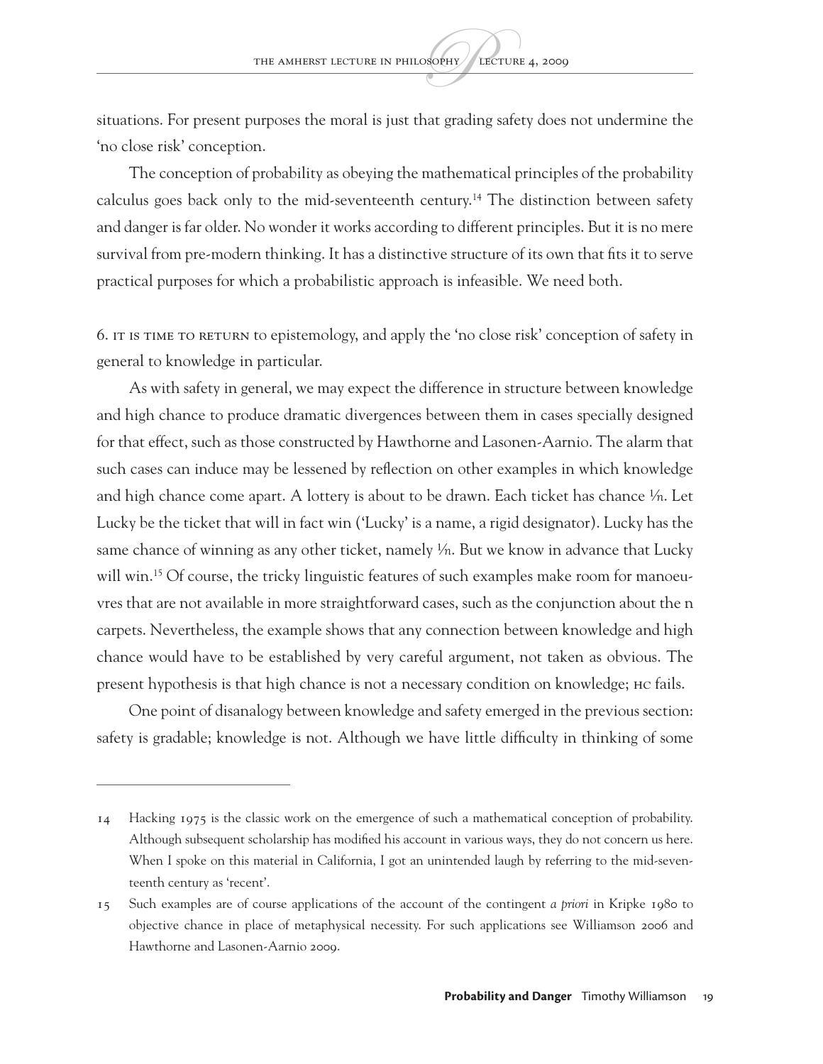situations. For present purposes the moral is just that grading safety does not undermine the 'no close risk' conception.

The conception of probability as obeying the mathematical principles of the probability calculus goes back only to the mid-seventeenth century.[14] The distinction between safety and danger is far older. No wonder it works according to different principles. But it is no mere survival from pre-modern thinking. It has a distinctive structure of its own that fits it to serve practical purposes for which a probabilistic approach is infeasible. We need both.

6. IT IS TIME TO RETURN to epistemology, and apply the 'no close risk' conception of safety in general to knowledge in particular.

As with safety in general, we may expect the difference in structure between knowledge and high chance to produce dramatic divergences between them in cases specially designed for that effect, such as those constructed by Hawthorne and Lasonen-Aarnio. The alarm that such cases can induce may be lessened by reflection on other examples in which knowledge and high chance come apart. A lottery is about to be drawn. Each ticket has chance $1/n$. Let Lucky be the ticket that will in fact win ('Lucky' is a name, a rigid designator). Lucky has the same chance of winning as any other ticket, namely $1/n$. But we know in advance that Lucky will win.[15] Of course, the tricky linguistic features of such examples make room for manoeuvres that are not available in more straightforward cases, such as the conjunction about the n carpets. Nevertheless, the example shows that any connection between knowledge and high chance would have to be established by very careful argument, not taken as obvious. The present hypothesis is that high chance is not a necessary condition on knowledge; HC fails.

One point of disanalogy between knowledge and safety emerged in the previous section: safety is gradable; knowledge is not. Although we have little difficulty in thinking of some

---

14 Hacking 1975 is the classic work on the emergence of such a mathematical conception of probability. Although subsequent scholarship has modified his account in various ways, they do not concern us here. When I spoke on this material in California, I got an unintended laugh by referring to the mid-seventeenth century as 'recent'.

15 Such examples are of course applications of the account of the contingent *a priori* in Kripke 1980 to objective chance in place of metaphysical necessity. For such applications see Williamson 2006 and Hawthorne and Lasonen-Aarnio 2009.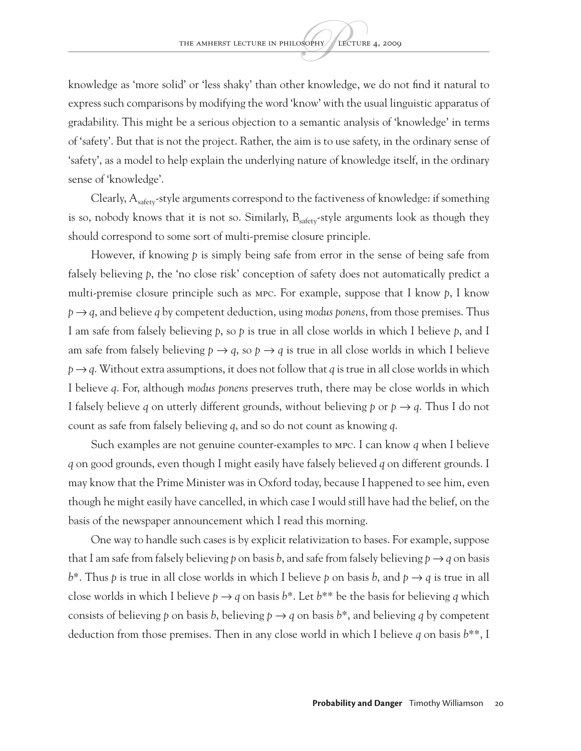knowledge as 'more solid' or 'less shaky' than other knowledge, we do not find it natural to express such comparisons by modifying the word 'know' with the usual linguistic apparatus of gradability. This might be a serious objection to a semantic analysis of 'knowledge' in terms of 'safety'. But that is not the project. Rather, the aim is to use safety, in the ordinary sense of 'safety', as a model to help explain the underlying nature of knowledge itself, in the ordinary sense of 'knowledge'.

Clearly, $A_{safety}$-style arguments correspond to the factiveness of knowledge: if something is so, nobody knows that it is not so. Similarly, $B_{safety}$-style arguments look as though they should correspond to some sort of multi-premise closure principle.

However, if knowing $p$ is simply being safe from error in the sense of being safe from falsely believing $p$, the 'no close risk' conception of safety does not automatically predict a multi-premise closure principle such as MPC. For example, suppose that I know $p$, I know $p \rightarrow q$, and believe $q$ by competent deduction, using *modus ponens*, from those premises. Thus I am safe from falsely believing $p$, so $p$ is true in all close worlds in which I believe $p$, and I am safe from falsely believing $p \rightarrow q$, so $p \rightarrow q$ is true in all close worlds in which I believe $p \rightarrow q$. Without extra assumptions, it does not follow that $q$ is true in all close worlds in which I believe $q$. For, although *modus ponens* preserves truth, there may be close worlds in which I falsely believe $q$ on utterly different grounds, without believing $p$ or $p \rightarrow q$. Thus I do not count as safe from falsely believing $q$, and so do not count as knowing $q$.

Such examples are not genuine counter-examples to MPC. I can know $q$ when I believe $q$ on good grounds, even though I might easily have falsely believed $q$ on different grounds. I may know that the Prime Minister was in Oxford today, because I happened to see him, even though he might easily have cancelled, in which case I would still have had the belief, on the basis of the newspaper announcement which I read this morning.

One way to handle such cases is by explicit relativization to bases. For example, suppose that I am safe from falsely believing $p$ on basis $b$, and safe from falsely believing $p \rightarrow q$ on basis $b^*$. Thus $p$ is true in all close worlds in which I believe $p$ on basis $b$, and $p \rightarrow q$ is true in all close worlds in which I believe $p \rightarrow q$ on basis $b^*$. Let $b^{**}$ be the basis for believing $q$ which consists of believing $p$ on basis $b$, believing $p \rightarrow q$ on basis $b^*$, and believing $q$ by competent deduction from those premises. Then in any close world in which I believe $q$ on basis $b^{**}$, I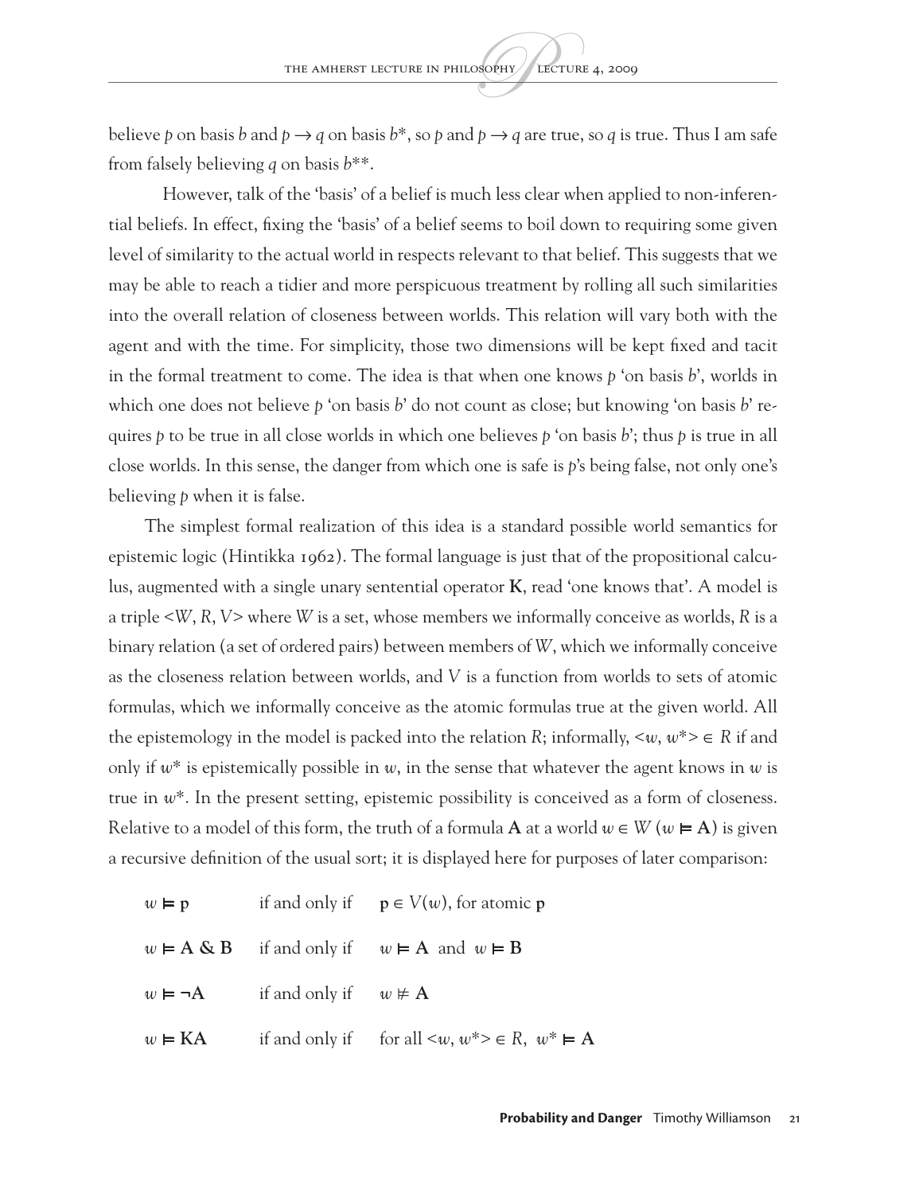believe $p$ on basis $b$ and $p \rightarrow q$ on basis $b^*$, so $p$ and $p \rightarrow q$ are true, so $q$ is true. Thus I am safe from falsely believing $q$ on basis $b^{**}$.

However, talk of the 'basis' of a belief is much less clear when applied to non-inferential beliefs. In effect, fixing the 'basis' of a belief seems to boil down to requiring some given level of similarity to the actual world in respects relevant to that belief. This suggests that we may be able to reach a tidier and more perspicuous treatment by rolling all such similarities into the overall relation of closeness between worlds. This relation will vary both with the agent and with the time. For simplicity, those two dimensions will be kept fixed and tacit in the formal treatment to come. The idea is that when one knows $p$ 'on basis $b$', worlds in which one does not believe $p$ 'on basis $b$' do not count as close; but knowing 'on basis $b$' requires $p$ to be true in all close worlds in which one believes $p$ 'on basis $b$'; thus $p$ is true in all close worlds. In this sense, the danger from which one is safe is $p$'s being false, not only one's believing $p$ when it is false.

The simplest formal realization of this idea is a standard possible world semantics for epistemic logic (Hintikka 1962). The formal language is just that of the propositional calculus, augmented with a single unary sentential operator **K**, read 'one knows that'. A model is a triple $<W, R, V>$ where $W$ is a set, whose members we informally conceive as worlds, $R$ is a binary relation (a set of ordered pairs) between members of $W$, which we informally conceive as the closeness relation between worlds, and $V$ is a function from worlds to sets of atomic formulas, which we informally conceive as the atomic formulas true at the given world. All the epistemology in the model is packed into the relation $R$; informally, $<w, w^*> \in R$ if and only if $w^*$ is epistemically possible in $w$, in the sense that whatever the agent knows in $w$ is true in $w^*$. In the present setting, epistemic possibility is conceived as a form of closeness. Relative to a model of this form, the truth of a formula **A** at a world $w \in W$ ($w \vDash \mathbf{A}$) is given a recursive definition of the usual sort; it is displayed here for purposes of later comparison:

$w \vDash \mathbf{p}$ if and only if $\mathbf{p} \in V(w)$, for atomic $\mathbf{p}$

$w \vDash \mathbf{A} \,\&\, \mathbf{B}$ if and only if $w \vDash \mathbf{A}$ and $w \vDash \mathbf{B}$

$w \vDash \neg\mathbf{A}$ if and only if $w \nvDash \mathbf{A}$

$w \vDash \mathbf{KA}$ if and only if for all $<w, w^*> \in R$, $w^* \vDash \mathbf{A}$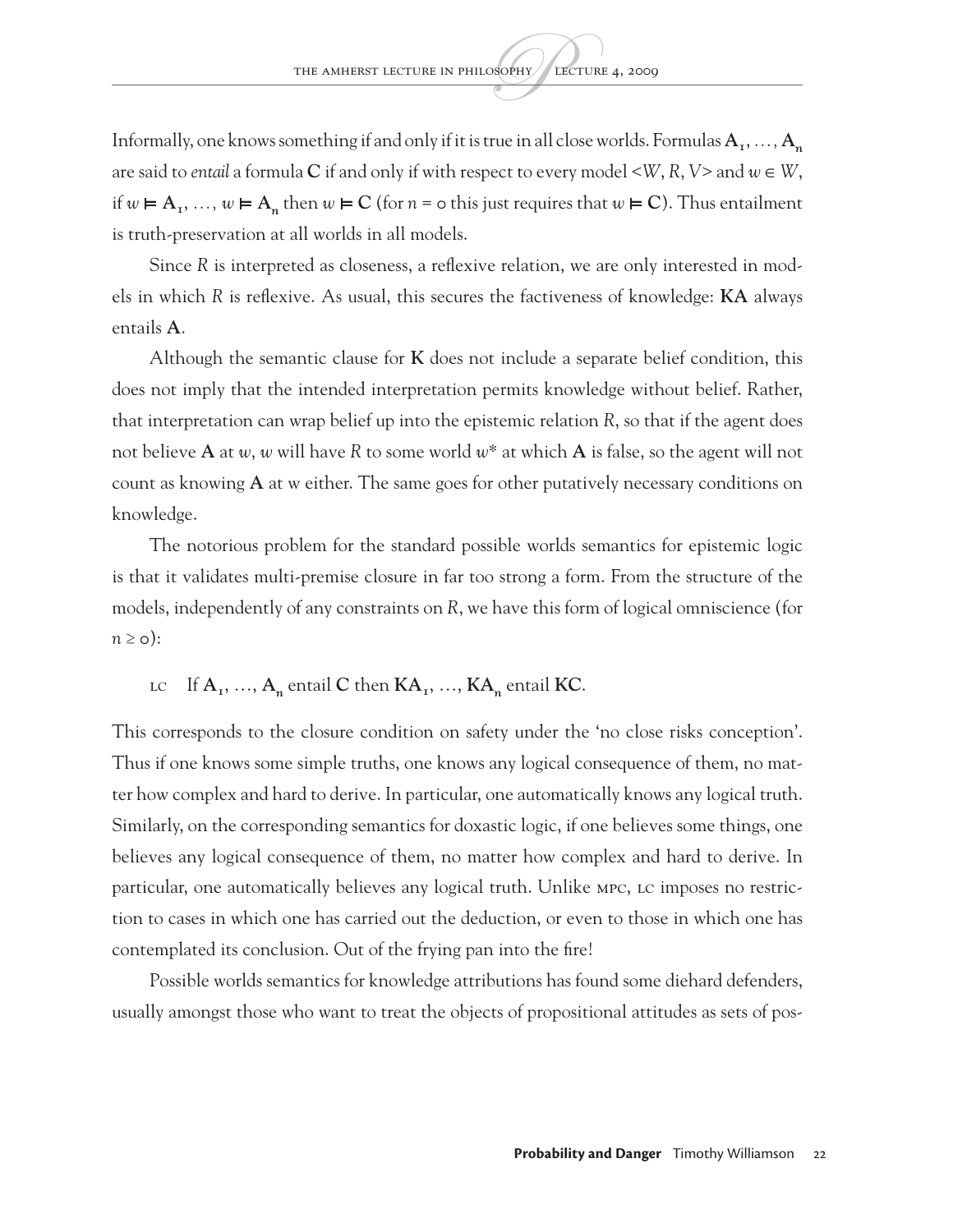Informally, one knows something if and only if it is true in all close worlds. Formulas $\mathbf{A}_1, \ldots, \mathbf{A}_n$ are said to *entail* a formula $\mathbf{C}$ if and only if with respect to every model $<W, R, V>$ and $w \in W$, if $w \models \mathbf{A}_1, \ldots, w \models \mathbf{A}_n$ then $w \models \mathbf{C}$ (for $n = 0$ this just requires that $w \models \mathbf{C}$). Thus entailment is truth-preservation at all worlds in all models.

Since $R$ is interpreted as closeness, a reflexive relation, we are only interested in models in which $R$ is reflexive. As usual, this secures the factiveness of knowledge: $\mathbf{KA}$ always entails $\mathbf{A}$.

Although the semantic clause for $\mathbf{K}$ does not include a separate belief condition, this does not imply that the intended interpretation permits knowledge without belief. Rather, that interpretation can wrap belief up into the epistemic relation $R$, so that if the agent does not believe $\mathbf{A}$ at $w$, $w$ will have $R$ to some world $w^*$ at which $\mathbf{A}$ is false, so the agent will not count as knowing $\mathbf{A}$ at w either. The same goes for other putatively necessary conditions on knowledge.

The notorious problem for the standard possible worlds semantics for epistemic logic is that it validates multi-premise closure in far too strong a form. From the structure of the models, independently of any constraints on $R$, we have this form of logical omniscience (for $n \geq 0$):

LC If $\mathbf{A}_1, \ldots, \mathbf{A}_n$ entail $\mathbf{C}$ then $\mathbf{KA}_1, \ldots, \mathbf{KA}_n$ entail $\mathbf{KC}$.

This corresponds to the closure condition on safety under the 'no close risks conception'. Thus if one knows some simple truths, one knows any logical consequence of them, no matter how complex and hard to derive. In particular, one automatically knows any logical truth. Similarly, on the corresponding semantics for doxastic logic, if one believes some things, one believes any logical consequence of them, no matter how complex and hard to derive. In particular, one automatically believes any logical truth. Unlike MPC, LC imposes no restriction to cases in which one has carried out the deduction, or even to those in which one has contemplated its conclusion. Out of the frying pan into the fire!

Possible worlds semantics for knowledge attributions has found some diehard defenders, usually amongst those who want to treat the objects of propositional attitudes as sets of pos-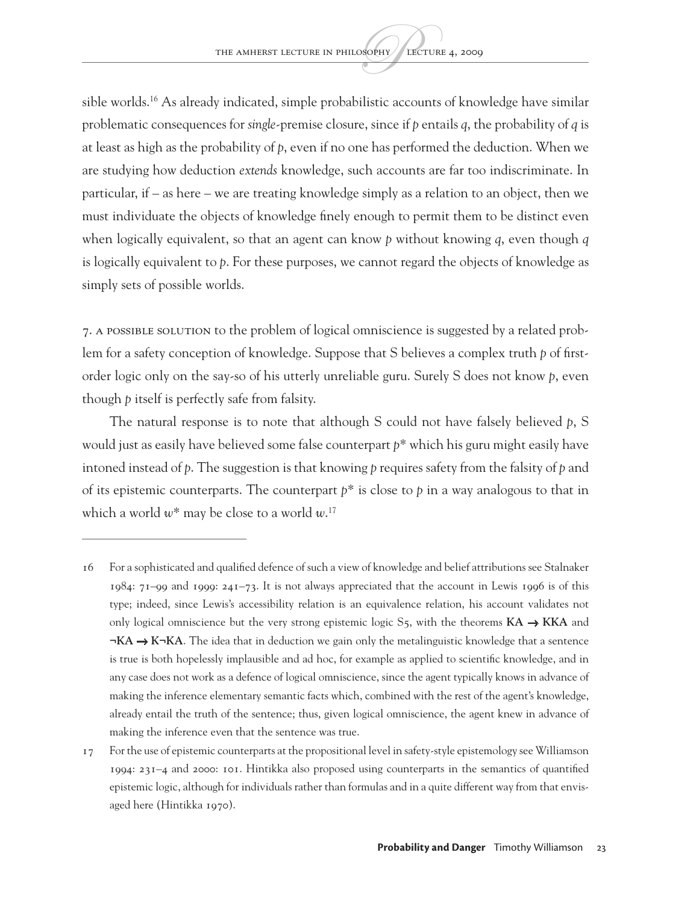sible worlds.[16] As already indicated, simple probabilistic accounts of knowledge have similar problematic consequences for *single*-premise closure, since if $p$ entails $q$, the probability of $q$ is at least as high as the probability of $p$, even if no one has performed the deduction. When we are studying how deduction *extends* knowledge, such accounts are far too indiscriminate. In particular, if – as here – we are treating knowledge simply as a relation to an object, then we must individuate the objects of knowledge finely enough to permit them to be distinct even when logically equivalent, so that an agent can know $p$ without knowing $q$, even though $q$ is logically equivalent to $p$. For these purposes, we cannot regard the objects of knowledge as simply sets of possible worlds.

7. A POSSIBLE SOLUTION to the problem of logical omniscience is suggested by a related problem for a safety conception of knowledge. Suppose that S believes a complex truth $p$ of first-order logic only on the say-so of his utterly unreliable guru. Surely S does not know $p$, even though $p$ itself is perfectly safe from falsity.

The natural response is to note that although S could not have falsely believed $p$, S would just as easily have believed some false counterpart $p^*$ which his guru might easily have intoned instead of $p$. The suggestion is that knowing $p$ requires safety from the falsity of $p$ and of its epistemic counterparts. The counterpart $p^*$ is close to $p$ in a way analogous to that in which a world $w^*$ may be close to a world $w$.[17]

---

16 For a sophisticated and qualified defence of such a view of knowledge and belief attributions see Stalnaker 1984: 71–99 and 1999: 241–73. It is not always appreciated that the account in Lewis 1996 is of this type; indeed, since Lewis's accessibility relation is an equivalence relation, his account validates not only logical omniscience but the very strong epistemic logic S5, with the theorems $\mathbf{KA} \rightarrow \mathbf{KKA}$ and $\neg\mathbf{KA} \rightarrow \mathbf{K}\neg\mathbf{KA}$. The idea that in deduction we gain only the metalinguistic knowledge that a sentence is true is both hopelessly implausible and ad hoc, for example as applied to scientific knowledge, and in any case does not work as a defence of logical omniscience, since the agent typically knows in advance of making the inference elementary semantic facts which, combined with the rest of the agent's knowledge, already entail the truth of the sentence; thus, given logical omniscience, the agent knew in advance of making the inference even that the sentence was true.

17 For the use of epistemic counterparts at the propositional level in safety-style epistemology see Williamson 1994: 231–4 and 2000: 101. Hintikka also proposed using counterparts in the semantics of quantified epistemic logic, although for individuals rather than formulas and in a quite different way from that envisaged here (Hintikka 1970).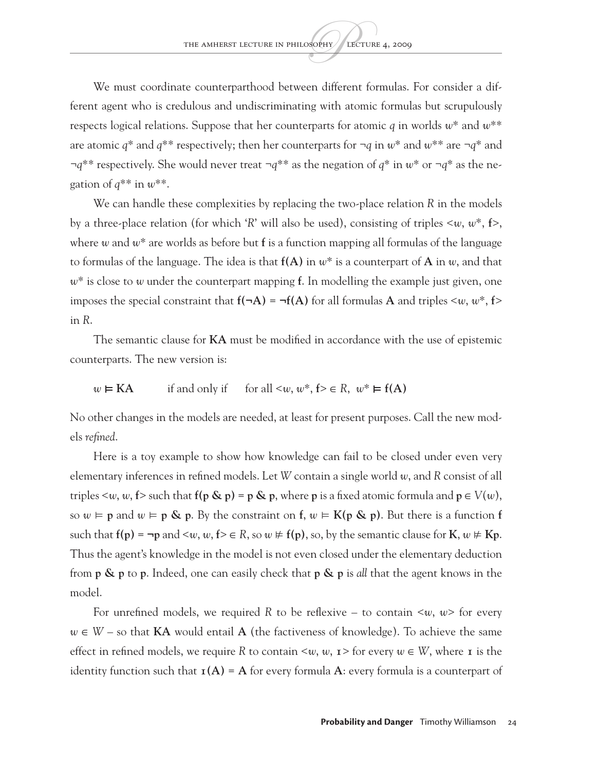We must coordinate counterparthood between different formulas. For consider a different agent who is credulous and undiscriminating with atomic formulas but scrupulously respects logical relations. Suppose that her counterparts for atomic $q$ in worlds $w^*$ and $w^{**}$ are atomic $q^*$ and $q^{**}$ respectively; then her counterparts for $\neg q$ in $w^*$ and $w^{**}$ are $\neg q^*$ and $\neg q^{**}$ respectively. She would never treat $\neg q^{**}$ as the negation of $q^*$ in $w^*$ or $\neg q^*$ as the negation of $q^{**}$ in $w^{**}$.

We can handle these complexities by replacing the two-place relation $R$ in the models by a three-place relation (for which '$R$' will also be used), consisting of triples $\langle w, w^*, \mathbf{f} \rangle$, where $w$ and $w^*$ are worlds as before but $\mathbf{f}$ is a function mapping all formulas of the language to formulas of the language. The idea is that $\mathbf{f(A)}$ in $w^*$ is a counterpart of $\mathbf{A}$ in $w$, and that $w^*$ is close to $w$ under the counterpart mapping $\mathbf{f}$. In modelling the example just given, one imposes the special constraint that $\mathbf{f(\neg A)} = \mathbf{\neg f(A)}$ for all formulas $\mathbf{A}$ and triples $\langle w, w^*, \mathbf{f} \rangle$ in $R$.

The semantic clause for $\mathbf{KA}$ must be modified in accordance with the use of epistemic counterparts. The new version is:

$$w \vDash \mathbf{KA} \qquad \text{if and only if} \qquad \text{for all } \langle w, w^*, \mathbf{f} \rangle \in R,\ w^* \vDash \mathbf{f(A)}$$

No other changes in the models are needed, at least for present purposes. Call the new models *refined*.

Here is a toy example to show how knowledge can fail to be closed under even very elementary inferences in refined models. Let $W$ contain a single world $w$, and $R$ consist of all triples $\langle w, w, \mathbf{f} \rangle$ such that $\mathbf{f(p \,\&\, p)} = \mathbf{p \,\&\, p}$, where $\mathbf{p}$ is a fixed atomic formula and $\mathbf{p} \in V(w)$, so $w \vDash \mathbf{p}$ and $w \vDash \mathbf{p \,\&\, p}$. By the constraint on $\mathbf{f}$, $w \vDash \mathbf{K(p \,\&\, p)}$. But there is a function $\mathbf{f}$ such that $\mathbf{f(p)} = \mathbf{\neg p}$ and $\langle w, w, \mathbf{f} \rangle \in R$, so $w \nvDash \mathbf{f(p)}$, so, by the semantic clause for $\mathbf{K}$, $w \nvDash \mathbf{Kp}$. Thus the agent's knowledge in the model is not even closed under the elementary deduction from $\mathbf{p \,\&\, p}$ to $\mathbf{p}$. Indeed, one can easily check that $\mathbf{p \,\&\, p}$ is *all* that the agent knows in the model.

For unrefined models, we required $R$ to be reflexive – to contain $\langle w, w \rangle$ for every $w \in W$ – so that $\mathbf{KA}$ would entail $\mathbf{A}$ (the factiveness of knowledge). To achieve the same effect in refined models, we require $R$ to contain $\langle w, w, \mathbf{1} \rangle$ for every $w \in W$, where $\mathbf{1}$ is the identity function such that $\mathbf{1(A)} = \mathbf{A}$ for every formula $\mathbf{A}$: every formula is a counterpart of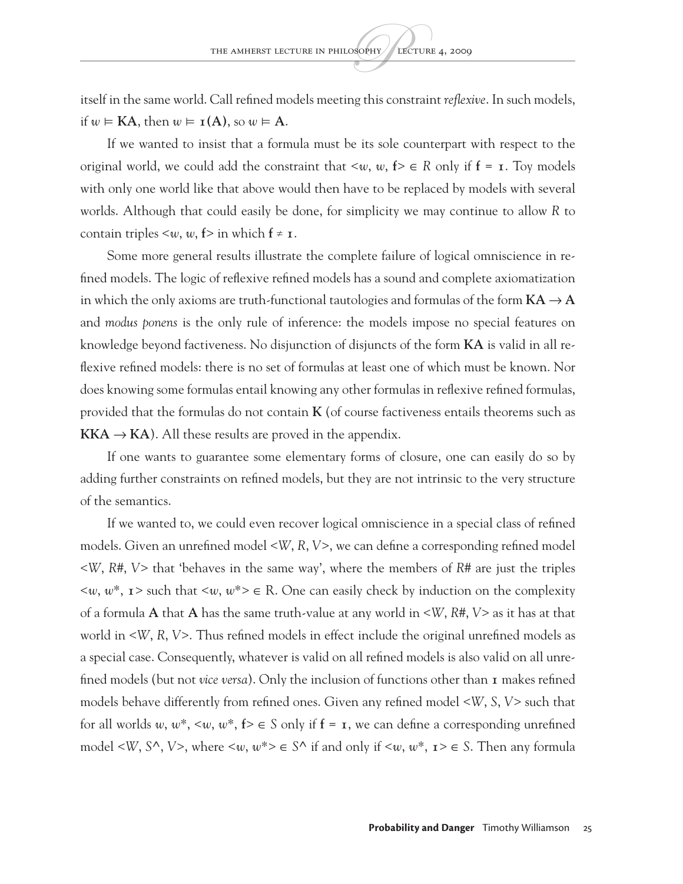itself in the same world. Call refined models meeting this constraint *reflexive*. In such models, if $w \vDash \mathbf{KA}$, then $w \vDash \mathbf{1(A)}$, so $w \vDash \mathbf{A}$.

If we wanted to insist that a formula must be its sole counterpart with respect to the original world, we could add the constraint that $\langle w, w, \mathbf{f} \rangle \in R$ only if $\mathbf{f} = \mathbf{1}$. Toy models with only one world like that above would then have to be replaced by models with several worlds. Although that could easily be done, for simplicity we may continue to allow $R$ to contain triples $\langle w, w, \mathbf{f} \rangle$ in which $\mathbf{f} \neq \mathbf{1}$.

Some more general results illustrate the complete failure of logical omniscience in refined models. The logic of reflexive refined models has a sound and complete axiomatization in which the only axioms are truth-functional tautologies and formulas of the form $\mathbf{KA} \rightarrow \mathbf{A}$ and *modus ponens* is the only rule of inference: the models impose no special features on knowledge beyond factiveness. No disjunction of disjuncts of the form **KA** is valid in all reflexive refined models: there is no set of formulas at least one of which must be known. Nor does knowing some formulas entail knowing any other formulas in reflexive refined formulas, provided that the formulas do not contain **K** (of course factiveness entails theorems such as $\mathbf{KKA} \rightarrow \mathbf{KA}$). All these results are proved in the appendix.

If one wants to guarantee some elementary forms of closure, one can easily do so by adding further constraints on refined models, but they are not intrinsic to the very structure of the semantics.

If we wanted to, we could even recover logical omniscience in a special class of refined models. Given an unrefined model $\langle W, R, V \rangle$, we can define a corresponding refined model $\langle W, R\#, V \rangle$ that 'behaves in the same way', where the members of $R\#$ are just the triples $\langle w, w^*, \mathbf{1} \rangle$ such that $\langle w, w^* \rangle \in$ R. One can easily check by induction on the complexity of a formula **A** that **A** has the same truth-value at any world in $\langle W, R\#, V \rangle$ as it has at that world in $\langle W, R, V \rangle$. Thus refined models in effect include the original unrefined models as a special case. Consequently, whatever is valid on all refined models is also valid on all unrefined models (but not *vice versa*). Only the inclusion of functions other than $\mathbf{1}$ makes refined models behave differently from refined ones. Given any refined model $\langle W, S, V \rangle$ such that for all worlds $w$, $w^*$, $\langle w, w^*, \mathbf{f} \rangle \in S$ only if $\mathbf{f} = \mathbf{1}$, we can define a corresponding unrefined model $\langle W, S^\wedge, V \rangle$, where $\langle w, w^* \rangle \in S^\wedge$ if and only if $\langle w, w^*, \mathbf{1} \rangle \in S$. Then any formula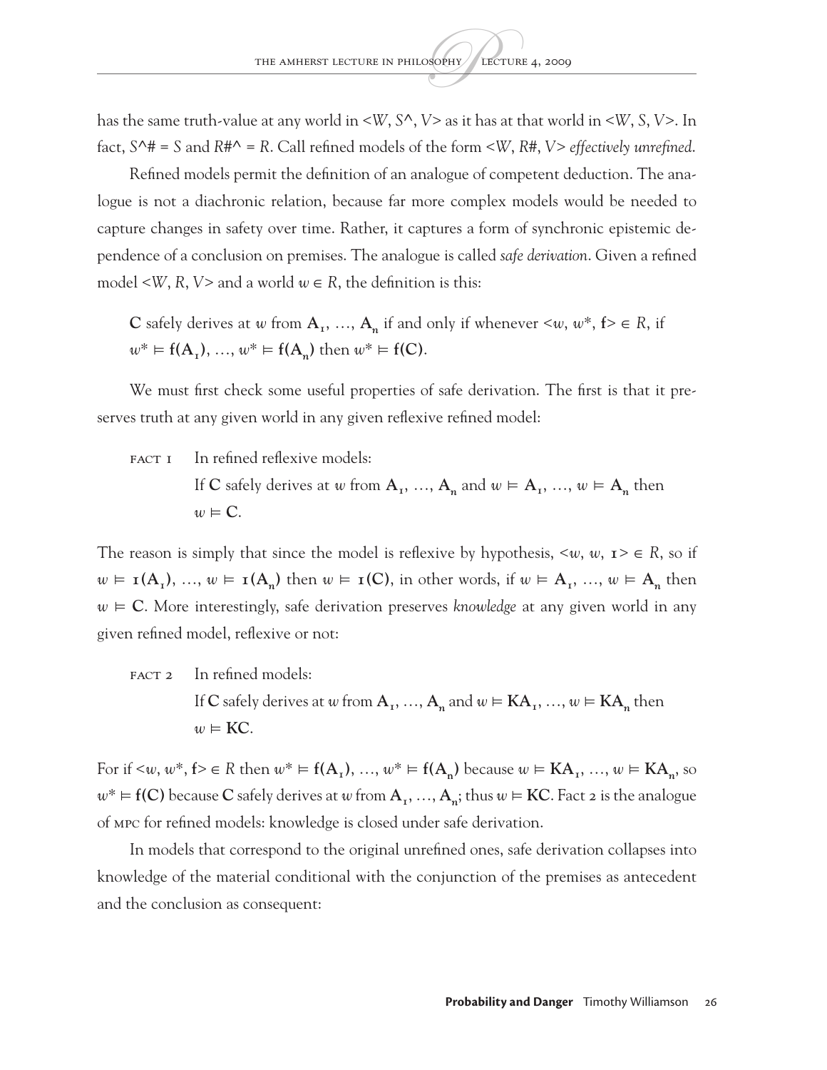has the same truth-value at any world in $<W, S^\wedge, V>$ as it has at that world in $<W, S, V>$. In fact, $S^\wedge\# = S$ and $R\#^\wedge = R$. Call refined models of the form $<W, R\#, V>$ *effectively unrefined*.

Refined models permit the definition of an analogue of competent deduction. The analogue is not a diachronic relation, because far more complex models would be needed to capture changes in safety over time. Rather, it captures a form of synchronic epistemic dependence of a conclusion on premises. The analogue is called *safe derivation*. Given a refined model $<W, R, V>$ and a world $w \in R$, the definition is this:

> **C** safely derives at $w$ from $\mathbf{A}_1, \ldots, \mathbf{A}_n$ if and only if whenever $<w, w^*, \mathbf{f}> \in R$, if $w^* \vDash \mathbf{f}(\mathbf{A}_1), \ldots, w^* \vDash \mathbf{f}(\mathbf{A}_n)$ then $w^* \vDash \mathbf{f}(\mathbf{C})$.

We must first check some useful properties of safe derivation. The first is that it preserves truth at any given world in any given reflexive refined model:

> FACT 1 In refined reflexive models:
> If **C** safely derives at $w$ from $\mathbf{A}_1, \ldots, \mathbf{A}_n$ and $w \vDash \mathbf{A}_1, \ldots, w \vDash \mathbf{A}_n$ then $w \vDash \mathbf{C}$.

The reason is simply that since the model is reflexive by hypothesis, $<w, w, \mathbf{1}> \in R$, so if $w \vDash \mathbf{1}(\mathbf{A}_1), \ldots, w \vDash \mathbf{1}(\mathbf{A}_n)$ then $w \vDash \mathbf{1}(\mathbf{C})$, in other words, if $w \vDash \mathbf{A}_1, \ldots, w \vDash \mathbf{A}_n$ then $w \vDash \mathbf{C}$. More interestingly, safe derivation preserves *knowledge* at any given world in any given refined model, reflexive or not:

> FACT 2 In refined models:
> If **C** safely derives at $w$ from $\mathbf{A}_1, \ldots, \mathbf{A}_n$ and $w \vDash \mathbf{KA}_1, \ldots, w \vDash \mathbf{KA}_n$ then $w \vDash \mathbf{KC}$.

For if $<w, w^*, \mathbf{f}> \in R$ then $w^* \vDash \mathbf{f}(\mathbf{A}_1), \ldots, w^* \vDash \mathbf{f}(\mathbf{A}_n)$ because $w \vDash \mathbf{KA}_1, \ldots, w \vDash \mathbf{KA}_n$, so $w^* \vDash \mathbf{f}(\mathbf{C})$ because **C** safely derives at $w$ from $\mathbf{A}_1, \ldots, \mathbf{A}_n$; thus $w \vDash \mathbf{KC}$. Fact 2 is the analogue of MPC for refined models: knowledge is closed under safe derivation.

In models that correspond to the original unrefined ones, safe derivation collapses into knowledge of the material conditional with the conjunction of the premises as antecedent and the conclusion as consequent: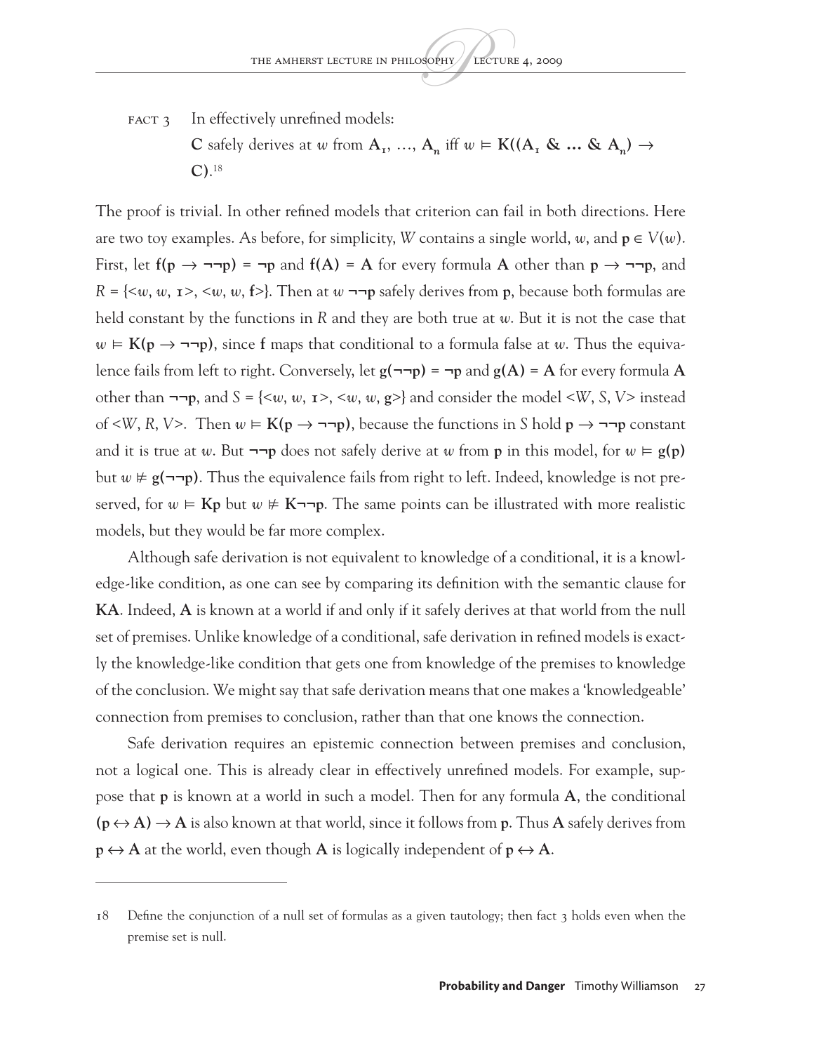FACT 3 In effectively unrefined models:

**C** safely derives at $w$ from $\mathbf{A_1}, \ldots, \mathbf{A_n}$ iff $w \vDash \mathbf{K((A_1 \ \& \ \ldots \ \& \ A_n) \rightarrow C)}$.[18]

The proof is trivial. In other refined models that criterion can fail in both directions. Here are two toy examples. As before, for simplicity, $W$ contains a single world, $w$, and $\mathbf{p} \in V(w)$. First, let $\mathbf{f(p \rightarrow \neg\neg p) = \neg p}$ and $\mathbf{f(A) = A}$ for every formula **A** other than $\mathbf{p \rightarrow \neg\neg p}$, and $R = \{<w, w, \mathbf{1}>, <w, w, \mathbf{f}>\}$. Then at $w$ $\mathbf{\neg\neg p}$ safely derives from **p**, because both formulas are held constant by the functions in $R$ and they are both true at $w$. But it is not the case that $w \vDash \mathbf{K(p \rightarrow \neg\neg p)}$, since **f** maps that conditional to a formula false at $w$. Thus the equivalence fails from left to right. Conversely, let $\mathbf{g(\neg\neg p) = \neg p}$ and $\mathbf{g(A) = A}$ for every formula **A** other than $\mathbf{\neg\neg p}$, and $S = \{<w, w, \mathbf{1}>, <w, w, \mathbf{g}>\}$ and consider the model $<W, S, V>$ instead of $<W, R, V>$. Then $w \vDash \mathbf{K(p \rightarrow \neg\neg p)}$, because the functions in $S$ hold $\mathbf{p \rightarrow \neg\neg p}$ constant and it is true at $w$. But $\mathbf{\neg\neg p}$ does not safely derive at $w$ from **p** in this model, for $w \vDash \mathbf{g(p)}$ but $w \nvDash \mathbf{g(\neg\neg p)}$. Thus the equivalence fails from right to left. Indeed, knowledge is not preserved, for $w \vDash \mathbf{Kp}$ but $w \nvDash \mathbf{K\neg\neg p}$. The same points can be illustrated with more realistic models, but they would be far more complex.

Although safe derivation is not equivalent to knowledge of a conditional, it is a knowledge-like condition, as one can see by comparing its definition with the semantic clause for **KA**. Indeed, **A** is known at a world if and only if it safely derives at that world from the null set of premises. Unlike knowledge of a conditional, safe derivation in refined models is exactly the knowledge-like condition that gets one from knowledge of the premises to knowledge of the conclusion. We might say that safe derivation means that one makes a 'knowledgeable' connection from premises to conclusion, rather than that one knows the connection.

Safe derivation requires an epistemic connection between premises and conclusion, not a logical one. This is already clear in effectively unrefined models. For example, suppose that **p** is known at a world in such a model. Then for any formula **A**, the conditional $\mathbf{(p \leftrightarrow A) \rightarrow A}$ is also known at that world, since it follows from **p**. Thus **A** safely derives from $\mathbf{p \leftrightarrow A}$ at the world, even though **A** is logically independent of $\mathbf{p \leftrightarrow A}$.

---

18 Define the conjunction of a null set of formulas as a given tautology; then fact 3 holds even when the premise set is null.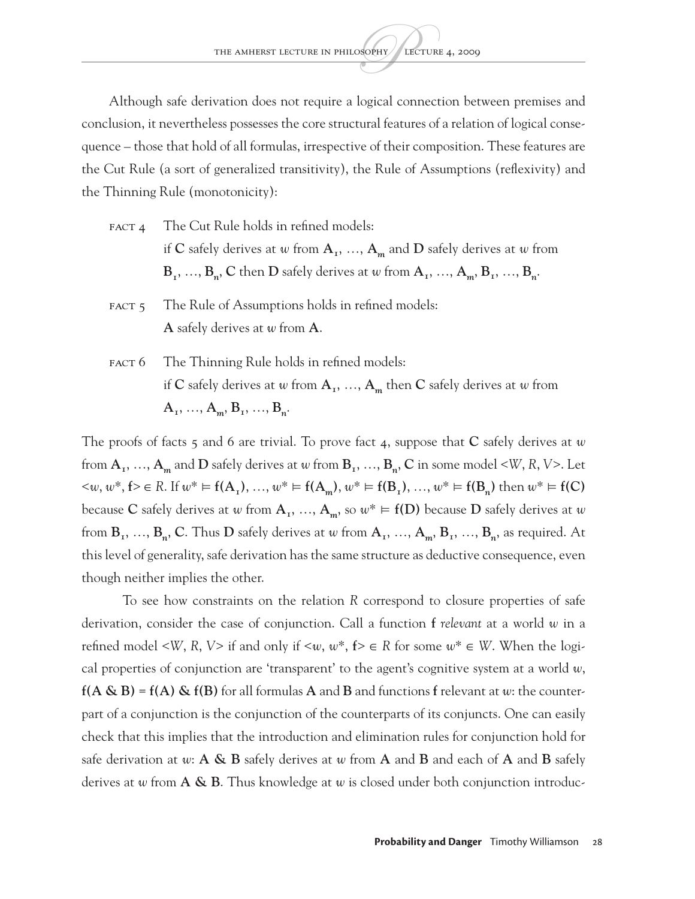Although safe derivation does not require a logical connection between premises and conclusion, it nevertheless possesses the core structural features of a relation of logical consequence – those that hold of all formulas, irrespective of their composition. These features are the Cut Rule (a sort of generalized transitivity), the Rule of Assumptions (reflexivity) and the Thinning Rule (monotonicity):

FACT 4 The Cut Rule holds in refined models: if **C** safely derives at *w* from $\mathbf{A}_1, \ldots, \mathbf{A}_m$ and **D** safely derives at *w* from $\mathbf{B}_1, \ldots, \mathbf{B}_n$, **C** then **D** safely derives at *w* from $\mathbf{A}_1, \ldots, \mathbf{A}_m, \mathbf{B}_1, \ldots, \mathbf{B}_n$.

FACT 5 The Rule of Assumptions holds in refined models: **A** safely derives at *w* from **A**.

FACT 6 The Thinning Rule holds in refined models: if **C** safely derives at *w* from $\mathbf{A}_1, \ldots, \mathbf{A}_m$ then **C** safely derives at *w* from $\mathbf{A}_1, \ldots, \mathbf{A}_m, \mathbf{B}_1, \ldots, \mathbf{B}_n$.

The proofs of facts 5 and 6 are trivial. To prove fact 4, suppose that **C** safely derives at *w* from $\mathbf{A}_1, \ldots, \mathbf{A}_m$ and **D** safely derives at *w* from $\mathbf{B}_1, \ldots, \mathbf{B}_n$, **C** in some model $<W, R, V>$. Let $<w, w^*, \mathbf{f}> \in R$. If $w^* \vDash \mathbf{f}(\mathbf{A}_1), \ldots, w^* \vDash \mathbf{f}(\mathbf{A}_m), w^* \vDash \mathbf{f}(\mathbf{B}_1), \ldots, w^* \vDash \mathbf{f}(\mathbf{B}_n)$ then $w^* \vDash \mathbf{f}(\mathbf{C})$ because **C** safely derives at *w* from $\mathbf{A}_1, \ldots, \mathbf{A}_m$, so $w^* \vDash \mathbf{f}(\mathbf{D})$ because **D** safely derives at *w* from $\mathbf{B}_1, \ldots, \mathbf{B}_n$, **C**. Thus **D** safely derives at *w* from $\mathbf{A}_1, \ldots, \mathbf{A}_m, \mathbf{B}_1, \ldots, \mathbf{B}_n$, as required. At this level of generality, safe derivation has the same structure as deductive consequence, even though neither implies the other.

To see how constraints on the relation *R* correspond to closure properties of safe derivation, consider the case of conjunction. Call a function **f** *relevant* at a world *w* in a refined model $<W, R, V>$ if and only if $<w, w^*, \mathbf{f}> \in R$ for some $w^* \in W$. When the logical properties of conjunction are 'transparent' to the agent's cognitive system at a world *w*, $\mathbf{f}(\mathbf{A} \,\&\, \mathbf{B}) = \mathbf{f}(\mathbf{A}) \,\&\, \mathbf{f}(\mathbf{B})$ for all formulas **A** and **B** and functions **f** relevant at *w*: the counterpart of a conjunction is the conjunction of the counterparts of its conjuncts. One can easily check that this implies that the introduction and elimination rules for conjunction hold for safe derivation at *w*: **A & B** safely derives at *w* from **A** and **B** and each of **A** and **B** safely derives at *w* from **A & B**. Thus knowledge at *w* is closed under both conjunction introduc-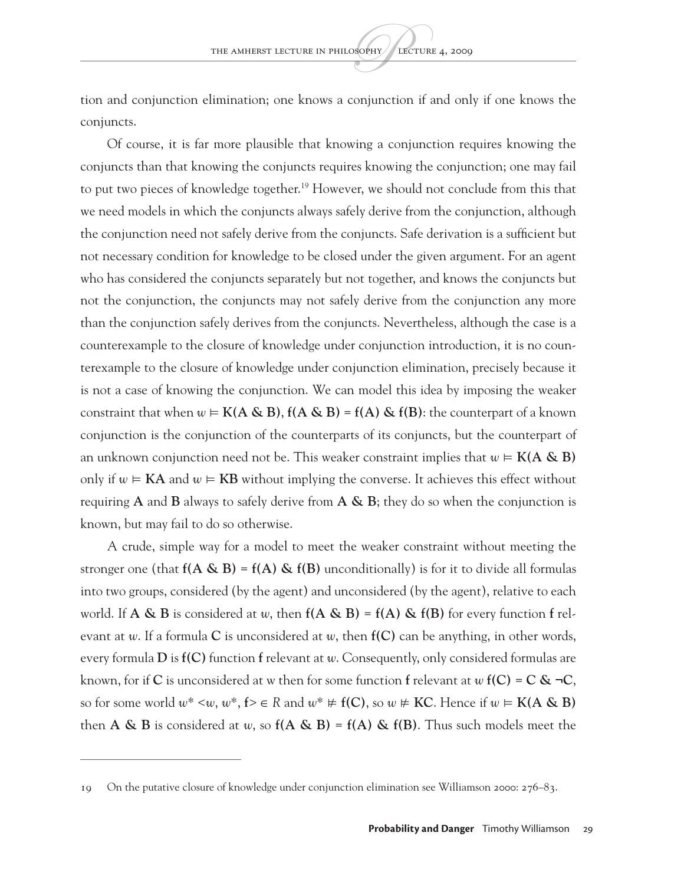tion and conjunction elimination; one knows a conjunction if and only if one knows the conjuncts.

Of course, it is far more plausible that knowing a conjunction requires knowing the conjuncts than that knowing the conjuncts requires knowing the conjunction; one may fail to put two pieces of knowledge together.[19] However, we should not conclude from this that we need models in which the conjuncts always safely derive from the conjunction, although the conjunction need not safely derive from the conjuncts. Safe derivation is a sufficient but not necessary condition for knowledge to be closed under the given argument. For an agent who has considered the conjuncts separately but not together, and knows the conjuncts but not the conjunction, the conjuncts may not safely derive from the conjunction any more than the conjunction safely derives from the conjuncts. Nevertheless, although the case is a counterexample to the closure of knowledge under conjunction introduction, it is no counterexample to the closure of knowledge under conjunction elimination, precisely because it is not a case of knowing the conjunction. We can model this idea by imposing the weaker constraint that when $w \vDash \mathbf{K(A \,\&\, B)}$, $\mathbf{f(A \,\&\, B) = f(A) \,\&\, f(B)}$: the counterpart of a known conjunction is the conjunction of the counterparts of its conjuncts, but the counterpart of an unknown conjunction need not be. This weaker constraint implies that $w \vDash \mathbf{K(A \,\&\, B)}$ only if $w \vDash \mathbf{KA}$ and $w \vDash \mathbf{KB}$ without implying the converse. It achieves this effect without requiring **A** and **B** always to safely derive from **A & B**; they do so when the conjunction is known, but may fail to do so otherwise.

A crude, simple way for a model to meet the weaker constraint without meeting the stronger one (that $\mathbf{f(A \,\&\, B) = f(A) \,\&\, f(B)}$ unconditionally) is for it to divide all formulas into two groups, considered (by the agent) and unconsidered (by the agent), relative to each world. If **A & B** is considered at $w$, then $\mathbf{f(A \,\&\, B) = f(A) \,\&\, f(B)}$ for every function **f** relevant at $w$. If a formula **C** is unconsidered at $w$, then **f(C)** can be anything, in other words, every formula **D** is **f(C)** function **f** relevant at $w$. Consequently, only considered formulas are known, for if **C** is unconsidered at w then for some function **f** relevant at $w$ $\mathbf{f(C) = C \,\&\, \neg C}$, so for some world $w^*$ $\langle w, w^*, \mathbf{f} \rangle \in R$ and $w^* \nvDash \mathbf{f(C)}$, so $w \nvDash \mathbf{KC}$. Hence if $w \vDash \mathbf{K(A \,\&\, B)}$ then **A & B** is considered at $w$, so $\mathbf{f(A \,\&\, B) = f(A) \,\&\, f(B)}$. Thus such models meet the

---

19 On the putative closure of knowledge under conjunction elimination see Williamson 2000: 276–83.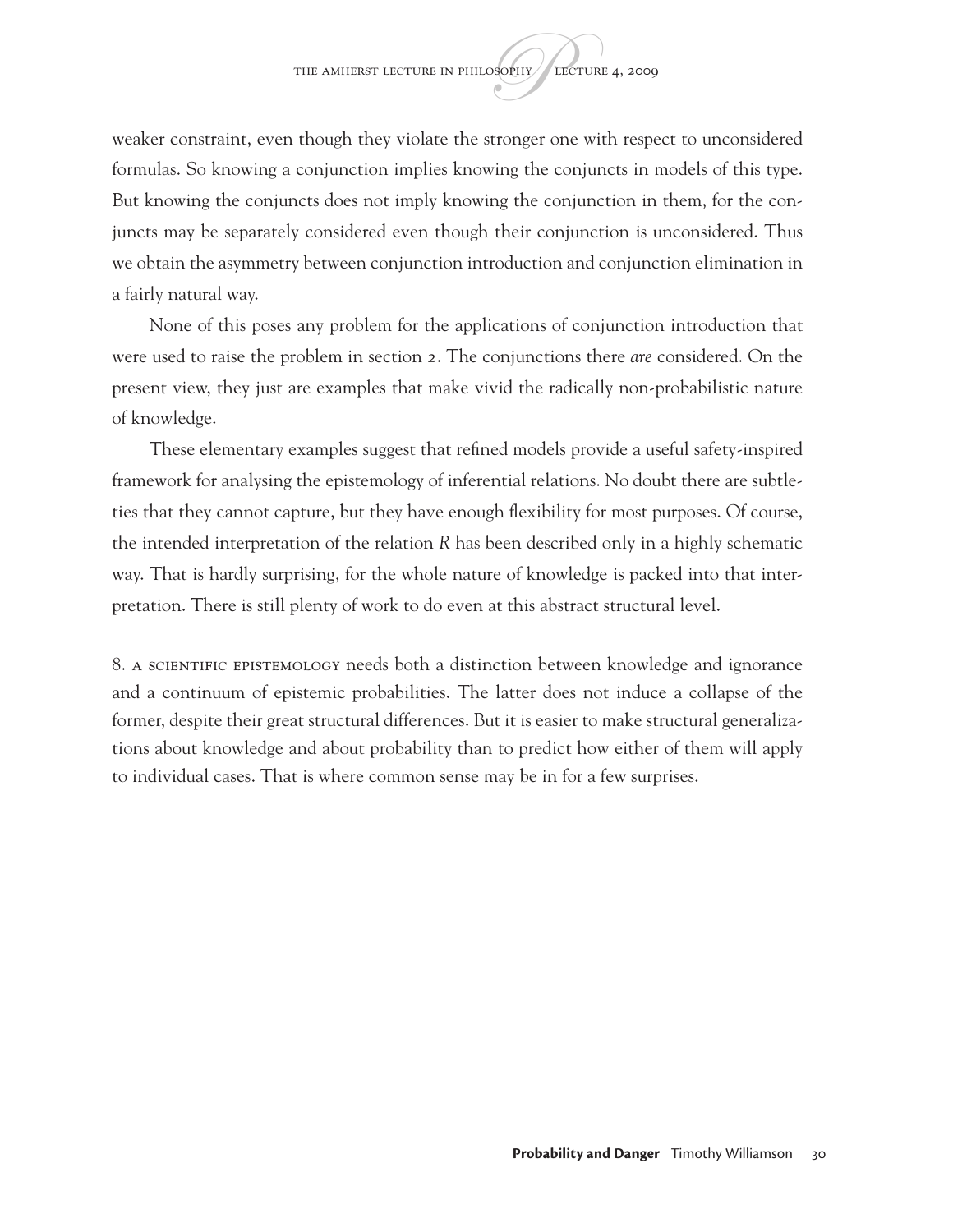weaker constraint, even though they violate the stronger one with respect to unconsidered formulas. So knowing a conjunction implies knowing the conjuncts in models of this type. But knowing the conjuncts does not imply knowing the conjunction in them, for the conjuncts may be separately considered even though their conjunction is unconsidered. Thus we obtain the asymmetry between conjunction introduction and conjunction elimination in a fairly natural way.

None of this poses any problem for the applications of conjunction introduction that were used to raise the problem in section 2. The conjunctions there *are* considered. On the present view, they just are examples that make vivid the radically non-probabilistic nature of knowledge.

These elementary examples suggest that refined models provide a useful safety-inspired framework for analysing the epistemology of inferential relations. No doubt there are subtleties that they cannot capture, but they have enough flexibility for most purposes. Of course, the intended interpretation of the relation *R* has been described only in a highly schematic way. That is hardly surprising, for the whole nature of knowledge is packed into that interpretation. There is still plenty of work to do even at this abstract structural level.

8. A SCIENTIFIC EPISTEMOLOGY needs both a distinction between knowledge and ignorance and a continuum of epistemic probabilities. The latter does not induce a collapse of the former, despite their great structural differences. But it is easier to make structural generalizations about knowledge and about probability than to predict how either of them will apply to individual cases. That is where common sense may be in for a few surprises.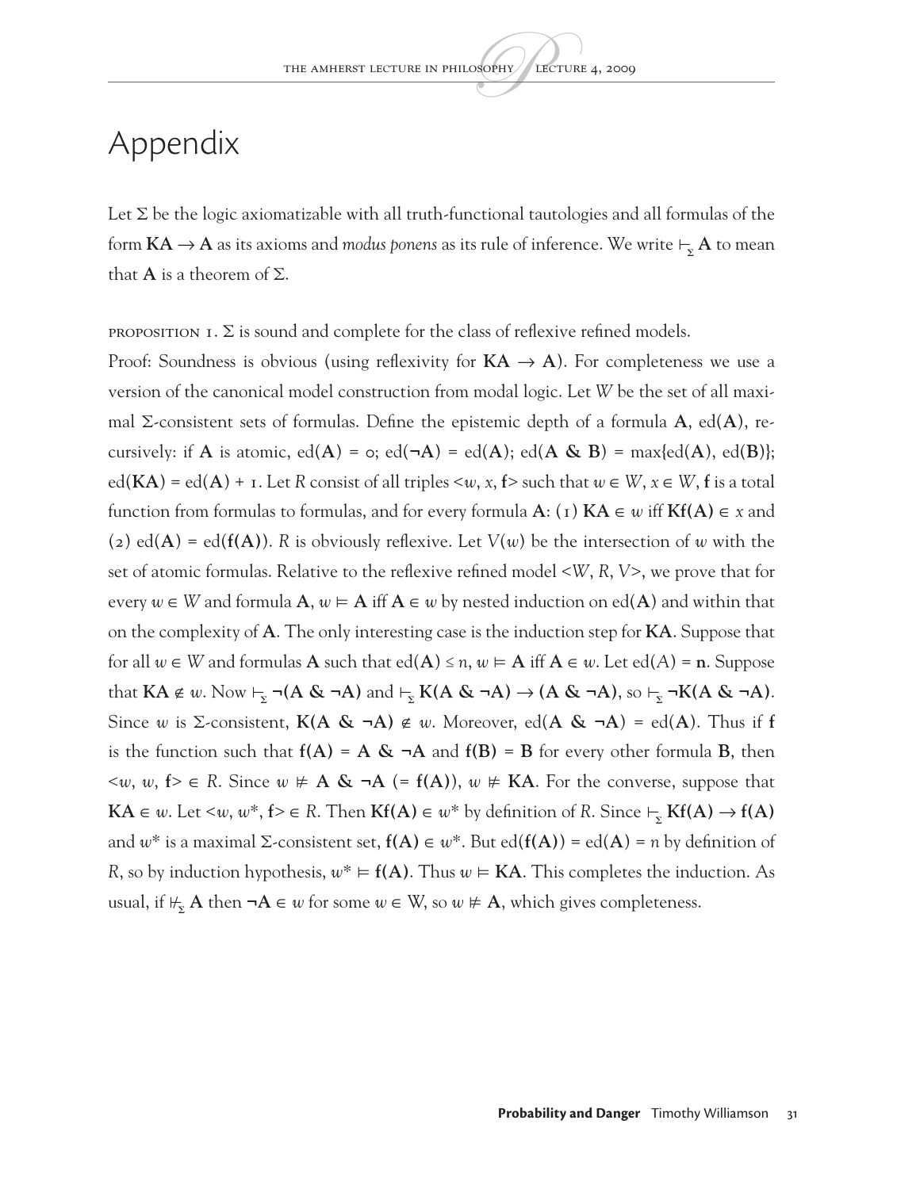# Appendix

Let $\Sigma$ be the logic axiomatizable with all truth-functional tautologies and all formulas of the form $\mathbf{KA} \rightarrow \mathbf{A}$ as its axioms and *modus ponens* as its rule of inference. We write $\vdash_\Sigma \mathbf{A}$ to mean that $\mathbf{A}$ is a theorem of $\Sigma$.

PROPOSITION 1. $\Sigma$ is sound and complete for the class of reflexive refined models.

Proof: Soundness is obvious (using reflexivity for $\mathbf{KA} \rightarrow \mathbf{A}$). For completeness we use a version of the canonical model construction from modal logic. Let $W$ be the set of all maximal $\Sigma$-consistent sets of formulas. Define the epistemic depth of a formula $\mathbf{A}$, ed($\mathbf{A}$), recursively: if $\mathbf{A}$ is atomic, ed($\mathbf{A}$) = 0; ed($\neg\mathbf{A}$) = ed($\mathbf{A}$); ed($\mathbf{A}$ & $\mathbf{B}$) = max{ed($\mathbf{A}$), ed($\mathbf{B}$)}; ed($\mathbf{KA}$) = ed($\mathbf{A}$) + 1. Let $R$ consist of all triples $<w, x, \mathbf{f}>$ such that $w \in W$, $x \in W$, $\mathbf{f}$ is a total function from formulas to formulas, and for every formula $\mathbf{A}$: (1) $\mathbf{KA} \in w$ iff $\mathbf{Kf(A)} \in x$ and (2) ed($\mathbf{A}$) = ed($\mathbf{f(A)}$). $R$ is obviously reflexive. Let $V(w)$ be the intersection of $w$ with the set of atomic formulas. Relative to the reflexive refined model $<W, R, V>$, we prove that for every $w \in W$ and formula $\mathbf{A}$, $w \vDash \mathbf{A}$ iff $\mathbf{A} \in w$ by nested induction on ed($\mathbf{A}$) and within that on the complexity of $\mathbf{A}$. The only interesting case is the induction step for $\mathbf{KA}$. Suppose that for all $w \in W$ and formulas $\mathbf{A}$ such that ed($\mathbf{A}$) $\leq n$, $w \vDash \mathbf{A}$ iff $\mathbf{A} \in w$. Let ed($A$) = $\mathbf{n}$. Suppose that $\mathbf{KA} \notin w$. Now $\vdash_\Sigma \neg(\mathbf{A}$ & $\neg\mathbf{A})$ and $\vdash_\Sigma \mathbf{K}(\mathbf{A}$ & $\neg\mathbf{A}) \rightarrow (\mathbf{A}$ & $\neg\mathbf{A})$, so $\vdash_\Sigma \neg\mathbf{K}(\mathbf{A}$ & $\neg\mathbf{A})$. Since $w$ is $\Sigma$-consistent, $\mathbf{K}(\mathbf{A}$ & $\neg\mathbf{A}) \notin w$. Moreover, ed($\mathbf{A}$ & $\neg\mathbf{A}$) = ed($\mathbf{A}$). Thus if $\mathbf{f}$ is the function such that $\mathbf{f(A)} = \mathbf{A}$ & $\neg\mathbf{A}$ and $\mathbf{f(B)} = \mathbf{B}$ for every other formula $\mathbf{B}$, then $<w, w, \mathbf{f}> \in R$. Since $w \nvDash \mathbf{A}$ & $\neg\mathbf{A}$ (= $\mathbf{f(A)}$), $w \nvDash \mathbf{KA}$. For the converse, suppose that $\mathbf{KA} \in w$. Let $<w, w^*, \mathbf{f}> \in R$. Then $\mathbf{Kf(A)} \in w^*$ by definition of $R$. Since $\vdash_\Sigma \mathbf{Kf(A)} \rightarrow \mathbf{f(A)}$ and $w^*$ is a maximal $\Sigma$-consistent set, $\mathbf{f(A)} \in w^*$. But ed($\mathbf{f(A)}$) = ed($\mathbf{A}$) = $n$ by definition of $R$, so by induction hypothesis, $w^* \vDash \mathbf{f(A)}$. Thus $w \vDash \mathbf{KA}$. This completes the induction. As usual, if $\nvdash_\Sigma \mathbf{A}$ then $\neg\mathbf{A} \in w$ for some $w \in$ W, so $w \nvDash \mathbf{A}$, which gives completeness.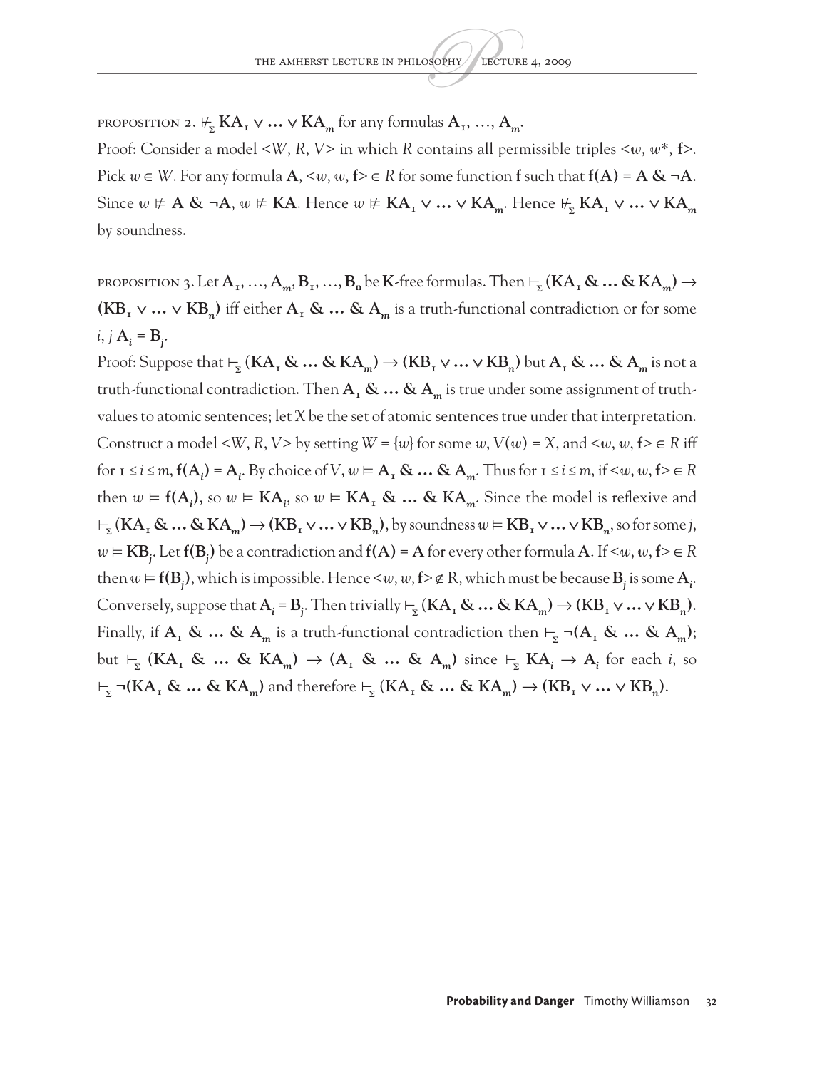PROPOSITION 2. $\nvdash_{\Sigma} \mathbf{KA_1} \vee \ldots \vee \mathbf{KA}_m$ for any formulas $\mathbf{A}_1, \ldots, \mathbf{A}_m$.

Proof: Consider a model $<W, R, V>$ in which $R$ contains all permissible triples $<w, w^*, \mathbf{f}>$. Pick $w \in W$. For any formula $\mathbf{A}$, $<w, w, \mathbf{f}> \in R$ for some function $\mathbf{f}$ such that $\mathbf{f(A) = A \; \& \; \neg A}$. Since $w \nvDash \mathbf{A \; \& \; \neg A}$, $w \nvDash \mathbf{KA}$. Hence $w \nvDash \mathbf{KA_1} \vee \ldots \vee \mathbf{KA}_m$. Hence $\nvdash_{\Sigma} \mathbf{KA_1} \vee \ldots \vee \mathbf{KA}_m$ by soundness.

PROPOSITION 3. Let $\mathbf{A}_1, \ldots, \mathbf{A}_m, \mathbf{B}_1, \ldots, \mathbf{B}_n$ be $\mathbf{K}$-free formulas. Then $\vdash_{\Sigma} (\mathbf{KA_1} \; \& \ldots \& \; \mathbf{KA}_m) \rightarrow (\mathbf{KB_1} \vee \ldots \vee \mathbf{KB}_n)$ iff either $\mathbf{A}_1 \; \& \ldots \& \; \mathbf{A}_m$ is a truth-functional contradiction or for some $i, j$ $\mathbf{A}_i = \mathbf{B}_j$.

Proof: Suppose that $\vdash_{\Sigma} (\mathbf{KA_1} \; \& \ldots \& \; \mathbf{KA}_m) \rightarrow (\mathbf{KB_1} \vee \ldots \vee \mathbf{KB}_n)$ but $\mathbf{A}_1 \; \& \ldots \& \; \mathbf{A}_m$ is not a truth-functional contradiction. Then $\mathbf{A}_1 \; \& \ldots \& \; \mathbf{A}_m$ is true under some assignment of truth-values to atomic sentences; let $X$ be the set of atomic sentences true under that interpretation. Construct a model $<W, R, V>$ by setting $W = \{w\}$ for some $w$, $V(w) = X$, and $<w, w, \mathbf{f}> \in R$ iff for $1 \leq i \leq m$, $\mathbf{f(A}_i) = \mathbf{A}_i$. By choice of $V$, $w \vDash \mathbf{A}_1 \; \& \ldots \& \; \mathbf{A}_m$. Thus for $1 \leq i \leq m$, if $<w, w, \mathbf{f}> \in R$ then $w \vDash \mathbf{f(A}_i)$, so $w \vDash \mathbf{KA}_i$, so $w \vDash \mathbf{KA_1} \; \& \ldots \& \; \mathbf{KA}_m$. Since the model is reflexive and $\vdash_{\Sigma} (\mathbf{KA_1} \; \& \ldots \& \; \mathbf{KA}_m) \rightarrow (\mathbf{KB_1} \vee \ldots \vee \mathbf{KB}_n)$, by soundness $w \vDash \mathbf{KB_1} \vee \ldots \vee \mathbf{KB}_n$, so for some $j$, $w \vDash \mathbf{KB}_j$. Let $\mathbf{f(B}_j)$ be a contradiction and $\mathbf{f(A) = A}$ for every other formula $\mathbf{A}$. If $<w, w, \mathbf{f}> \in R$ then $w \vDash \mathbf{f(B}_j)$, which is impossible. Hence $<w, w, \mathbf{f}> \notin R$, which must be because $\mathbf{B}_j$ is some $\mathbf{A}_i$. Conversely, suppose that $\mathbf{A}_i = \mathbf{B}_j$. Then trivially $\vdash_{\Sigma} (\mathbf{KA_1} \; \& \ldots \& \; \mathbf{KA}_m) \rightarrow (\mathbf{KB_1} \vee \ldots \vee \mathbf{KB}_n)$. Finally, if $\mathbf{A}_1 \; \& \ldots \& \; \mathbf{A}_m$ is a truth-functional contradiction then $\vdash_{\Sigma} \neg(\mathbf{A}_1 \; \& \ldots \& \; \mathbf{A}_m)$; but $\vdash_{\Sigma} (\mathbf{KA_1} \; \& \ldots \& \; \mathbf{KA}_m) \rightarrow (\mathbf{A}_1 \; \& \ldots \& \; \mathbf{A}_m)$ since $\vdash_{\Sigma} \mathbf{KA}_i \rightarrow \mathbf{A}_i$ for each $i$, so $\vdash_{\Sigma} \neg(\mathbf{KA_1} \; \& \ldots \& \; \mathbf{KA}_m)$ and therefore $\vdash_{\Sigma} (\mathbf{KA_1} \; \& \ldots \& \; \mathbf{KA}_m) \rightarrow (\mathbf{KB_1} \vee \ldots \vee \mathbf{KB}_n)$.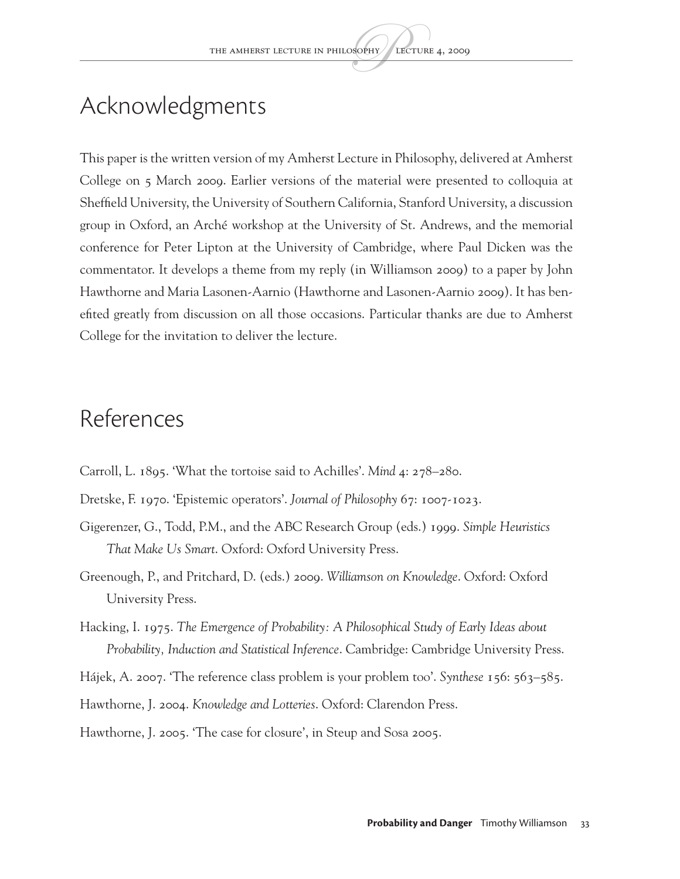## Acknowledgments

This paper is the written version of my Amherst Lecture in Philosophy, delivered at Amherst College on 5 March 2009. Earlier versions of the material were presented to colloquia at Sheffield University, the University of Southern California, Stanford University, a discussion group in Oxford, an Arché workshop at the University of St. Andrews, and the memorial conference for Peter Lipton at the University of Cambridge, where Paul Dicken was the commentator. It develops a theme from my reply (in Williamson 2009) to a paper by John Hawthorne and Maria Lasonen-Aarnio (Hawthorne and Lasonen-Aarnio 2009). It has benefited greatly from discussion on all those occasions. Particular thanks are due to Amherst College for the invitation to deliver the lecture.

## References

Carroll, L. 1895. 'What the tortoise said to Achilles'. *Mind* 4: 278–280.

Dretske, F. 1970. 'Epistemic operators'. *Journal of Philosophy* 67: 1007-1023.

Gigerenzer, G., Todd, P.M., and the ABC Research Group (eds.) 1999. *Simple Heuristics That Make Us Smart*. Oxford: Oxford University Press.

Greenough, P., and Pritchard, D. (eds.) 2009. *Williamson on Knowledge*. Oxford: Oxford University Press.

Hacking, I. 1975. *The Emergence of Probability: A Philosophical Study of Early Ideas about Probability, Induction and Statistical Inference*. Cambridge: Cambridge University Press.

Hájek, A. 2007. 'The reference class problem is your problem too'. *Synthese* 156: 563–585.

Hawthorne, J. 2004. *Knowledge and Lotteries*. Oxford: Clarendon Press.

Hawthorne, J. 2005. 'The case for closure', in Steup and Sosa 2005.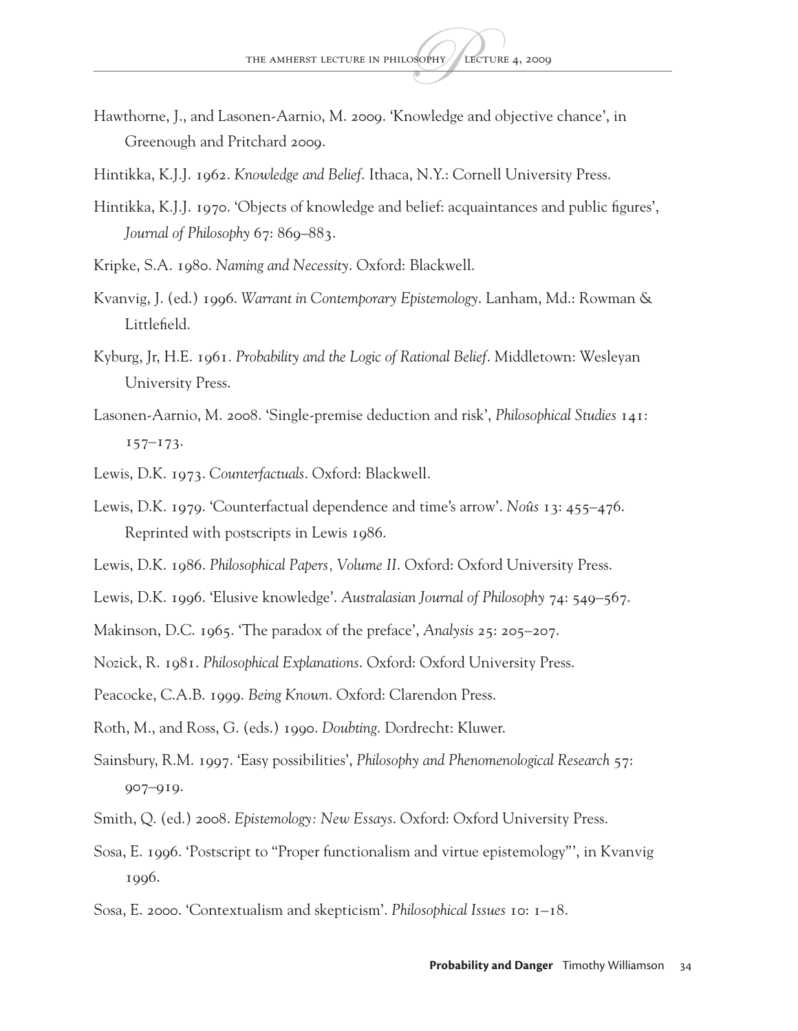Hawthorne, J., and Lasonen-Aarnio, M. 2009. 'Knowledge and objective chance', in Greenough and Pritchard 2009.

Hintikka, K.J.J. 1962. *Knowledge and Belief*. Ithaca, N.Y.: Cornell University Press.

Hintikka, K.J.J. 1970. 'Objects of knowledge and belief: acquaintances and public figures', *Journal of Philosophy* 67: 869–883.

Kripke, S.A. 1980. *Naming and Necessity*. Oxford: Blackwell.

Kvanvig, J. (ed.) 1996. *Warrant in Contemporary Epistemology*. Lanham, Md.: Rowman & Littlefield.

Kyburg, Jr, H.E. 1961. *Probability and the Logic of Rational Belief*. Middletown: Wesleyan University Press.

Lasonen-Aarnio, M. 2008. 'Single-premise deduction and risk', *Philosophical Studies* 141: 157–173.

Lewis, D.K. 1973. *Counterfactuals*. Oxford: Blackwell.

Lewis, D.K. 1979. 'Counterfactual dependence and time's arrow'. *Noûs* 13: 455–476. Reprinted with postscripts in Lewis 1986.

Lewis, D.K. 1986. *Philosophical Papers, Volume II*. Oxford: Oxford University Press.

Lewis, D.K. 1996. 'Elusive knowledge'. *Australasian Journal of Philosophy* 74: 549–567.

Makinson, D.C. 1965. 'The paradox of the preface', *Analysis* 25: 205–207.

Nozick, R. 1981. *Philosophical Explanations*. Oxford: Oxford University Press.

Peacocke, C.A.B. 1999. *Being Known*. Oxford: Clarendon Press.

Roth, M., and Ross, G. (eds.) 1990. *Doubting*. Dordrecht: Kluwer.

Sainsbury, R.M. 1997. 'Easy possibilities', *Philosophy and Phenomenological Research* 57: 907–919.

Smith, Q. (ed.) 2008. *Epistemology: New Essays*. Oxford: Oxford University Press.

Sosa, E. 1996. 'Postscript to "Proper functionalism and virtue epistemology"', in Kvanvig 1996.

Sosa, E. 2000. 'Contextualism and skepticism'. *Philosophical Issues* 10: 1–18.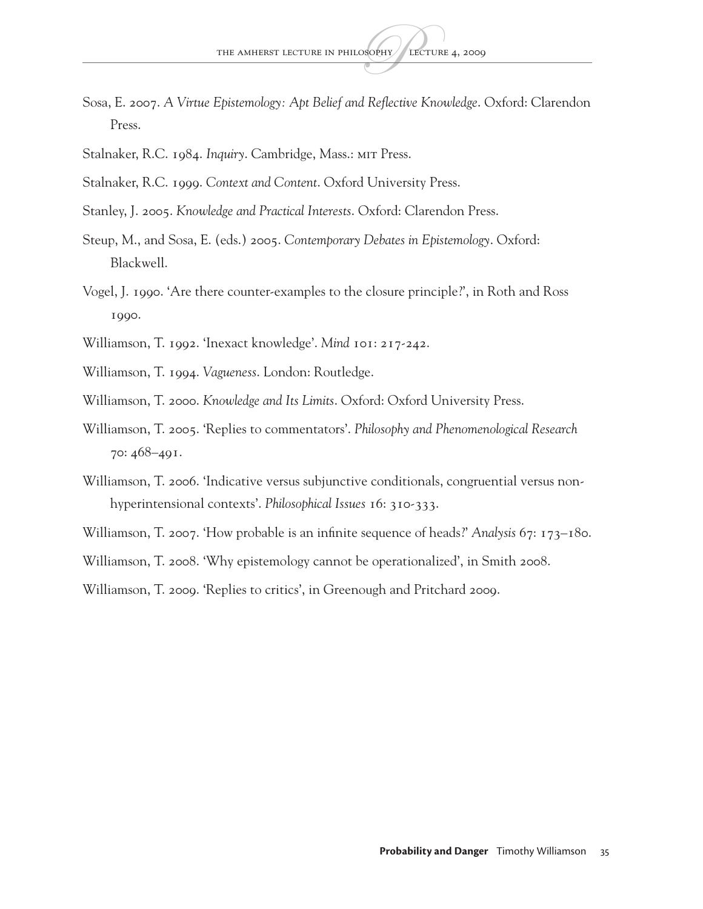Sosa, E. 2007. *A Virtue Epistemology: Apt Belief and Reflective Knowledge*. Oxford: Clarendon Press.

Stalnaker, R.C. 1984. *Inquiry*. Cambridge, Mass.: MIT Press.

Stalnaker, R.C. 1999. *Context and Content*. Oxford University Press.

Stanley, J. 2005. *Knowledge and Practical Interests*. Oxford: Clarendon Press.

Steup, M., and Sosa, E. (eds.) 2005. *Contemporary Debates in Epistemology*. Oxford: Blackwell.

Vogel, J. 1990. 'Are there counter-examples to the closure principle?', in Roth and Ross 1990.

Williamson, T. 1992. 'Inexact knowledge'. *Mind* 101: 217-242.

Williamson, T. 1994. *Vagueness*. London: Routledge.

Williamson, T. 2000. *Knowledge and Its Limits*. Oxford: Oxford University Press.

Williamson, T. 2005. 'Replies to commentators'. *Philosophy and Phenomenological Research* 70: 468–491.

Williamson, T. 2006. 'Indicative versus subjunctive conditionals, congruential versus non-hyperintensional contexts'. *Philosophical Issues* 16: 310-333.

Williamson, T. 2007. 'How probable is an infinite sequence of heads?' *Analysis* 67: 173–180.

Williamson, T. 2008. 'Why epistemology cannot be operationalized', in Smith 2008.

Williamson, T. 2009. 'Replies to critics', in Greenough and Pritchard 2009.